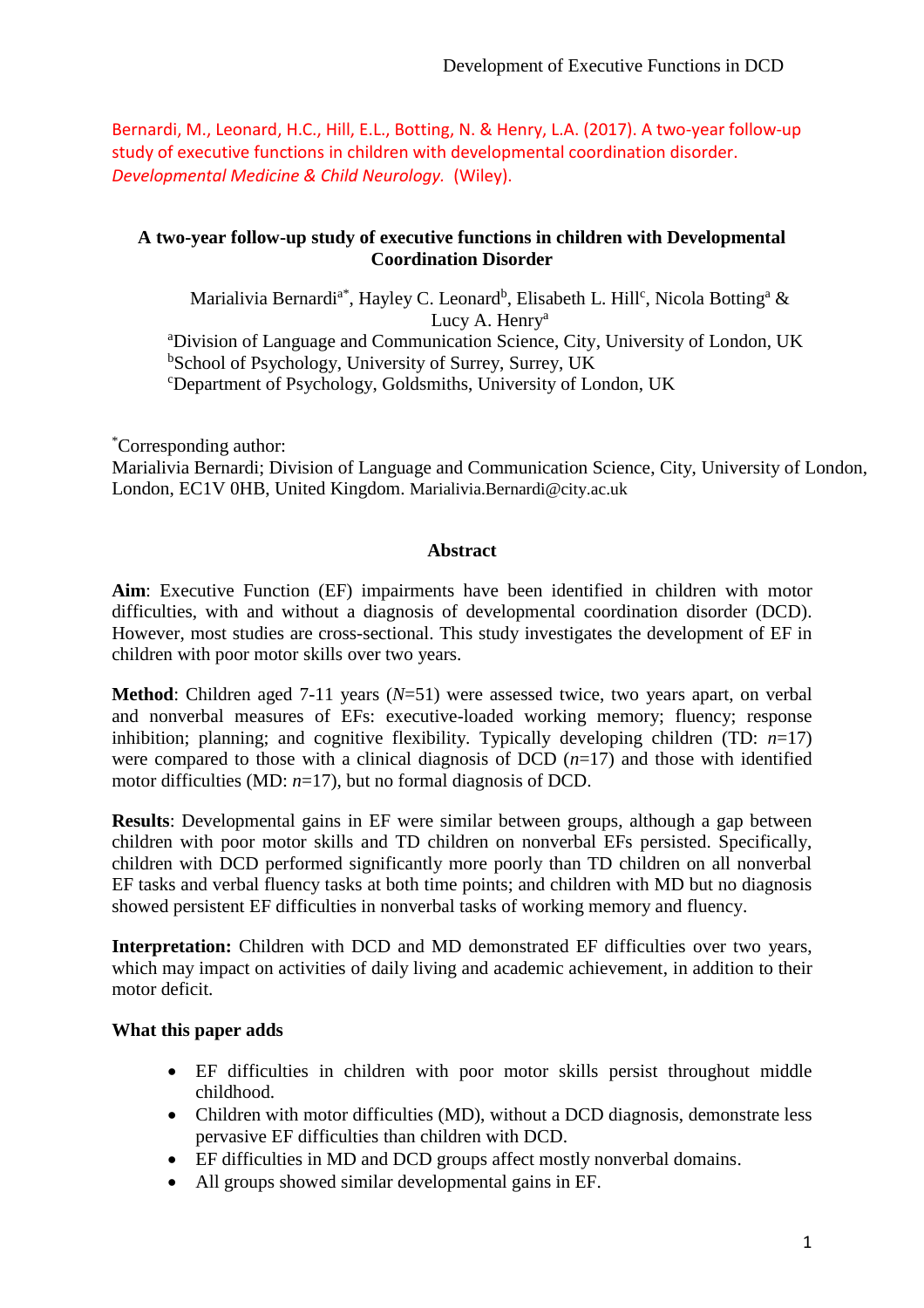Bernardi, M., Leonard, H.C., Hill, E.L., Botting, N. & Henry, L.A. (2017). A two-year follow-up study of executive functions in children with developmental coordination disorder. *Developmental Medicine & Child Neurology.* (Wiley).

# A two-year follow-up study of executive functions in children with Developmental Coordination Disorder

Marialivia Bernardi[a*], Hayley C. Leonard[b], Elisabeth L. Hill[c], Nicola Botting[a] & Lucy A. Henry[a]

[a]Division of Language and Communication Science, City, University of London, UK
[b]School of Psychology, University of Surrey, Surrey, UK
[c]Department of Psychology, Goldsmiths, University of London, UK

[*]Corresponding author:
Marialivia Bernardi; Division of Language and Communication Science, City, University of London, London, EC1V 0HB, United Kingdom. Marialivia.Bernardi@city.ac.uk

## Abstract

**Aim**: Executive Function (EF) impairments have been identified in children with motor difficulties, with and without a diagnosis of developmental coordination disorder (DCD). However, most studies are cross-sectional. This study investigates the development of EF in children with poor motor skills over two years.

**Method**: Children aged 7-11 years (*N*=51) were assessed twice, two years apart, on verbal and nonverbal measures of EFs: executive-loaded working memory; fluency; response inhibition; planning; and cognitive flexibility. Typically developing children (TD: *n*=17) were compared to those with a clinical diagnosis of DCD (*n*=17) and those with identified motor difficulties (MD: *n*=17), but no formal diagnosis of DCD.

**Results**: Developmental gains in EF were similar between groups, although a gap between children with poor motor skills and TD children on nonverbal EFs persisted. Specifically, children with DCD performed significantly more poorly than TD children on all nonverbal EF tasks and verbal fluency tasks at both time points; and children with MD but no diagnosis showed persistent EF difficulties in nonverbal tasks of working memory and fluency.

**Interpretation:** Children with DCD and MD demonstrated EF difficulties over two years, which may impact on activities of daily living and academic achievement, in addition to their motor deficit.

**What this paper adds**

- EF difficulties in children with poor motor skills persist throughout middle childhood.
- Children with motor difficulties (MD), without a DCD diagnosis, demonstrate less pervasive EF difficulties than children with DCD.
- EF difficulties in MD and DCD groups affect mostly nonverbal domains.
- All groups showed similar developmental gains in EF.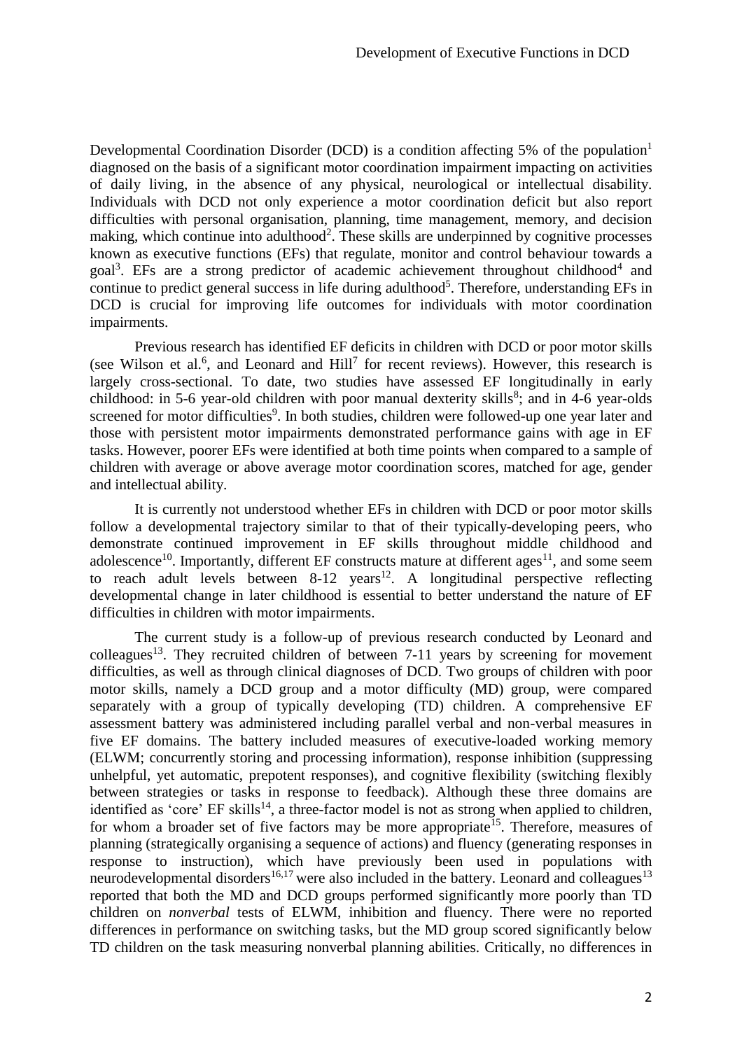Developmental Coordination Disorder (DCD) is a condition affecting 5% of the population[1] diagnosed on the basis of a significant motor coordination impairment impacting on activities of daily living, in the absence of any physical, neurological or intellectual disability. Individuals with DCD not only experience a motor coordination deficit but also report difficulties with personal organisation, planning, time management, memory, and decision making, which continue into adulthood[2]. These skills are underpinned by cognitive processes known as executive functions (EFs) that regulate, monitor and control behaviour towards a goal[3]. EFs are a strong predictor of academic achievement throughout childhood[4] and continue to predict general success in life during adulthood[5]. Therefore, understanding EFs in DCD is crucial for improving life outcomes for individuals with motor coordination impairments.

Previous research has identified EF deficits in children with DCD or poor motor skills (see Wilson et al.[6], and Leonard and Hill[7] for recent reviews). However, this research is largely cross-sectional. To date, two studies have assessed EF longitudinally in early childhood: in 5-6 year-old children with poor manual dexterity skills[8]; and in 4-6 year-olds screened for motor difficulties[9]. In both studies, children were followed-up one year later and those with persistent motor impairments demonstrated performance gains with age in EF tasks. However, poorer EFs were identified at both time points when compared to a sample of children with average or above average motor coordination scores, matched for age, gender and intellectual ability.

It is currently not understood whether EFs in children with DCD or poor motor skills follow a developmental trajectory similar to that of their typically-developing peers, who demonstrate continued improvement in EF skills throughout middle childhood and adolescence[10]. Importantly, different EF constructs mature at different ages[11], and some seem to reach adult levels between 8-12 years[12]. A longitudinal perspective reflecting developmental change in later childhood is essential to better understand the nature of EF difficulties in children with motor impairments.

The current study is a follow-up of previous research conducted by Leonard and colleagues[13]. They recruited children of between 7-11 years by screening for movement difficulties, as well as through clinical diagnoses of DCD. Two groups of children with poor motor skills, namely a DCD group and a motor difficulty (MD) group, were compared separately with a group of typically developing (TD) children. A comprehensive EF assessment battery was administered including parallel verbal and non-verbal measures in five EF domains. The battery included measures of executive-loaded working memory (ELWM; concurrently storing and processing information), response inhibition (suppressing unhelpful, yet automatic, prepotent responses), and cognitive flexibility (switching flexibly between strategies or tasks in response to feedback). Although these three domains are identified as 'core' EF skills[14], a three-factor model is not as strong when applied to children, for whom a broader set of five factors may be more appropriate[15]. Therefore, measures of planning (strategically organising a sequence of actions) and fluency (generating responses in response to instruction), which have previously been used in populations with neurodevelopmental disorders[16,17] were also included in the battery. Leonard and colleagues[13] reported that both the MD and DCD groups performed significantly more poorly than TD children on *nonverbal* tests of ELWM, inhibition and fluency. There were no reported differences in performance on switching tasks, but the MD group scored significantly below TD children on the task measuring nonverbal planning abilities. Critically, no differences in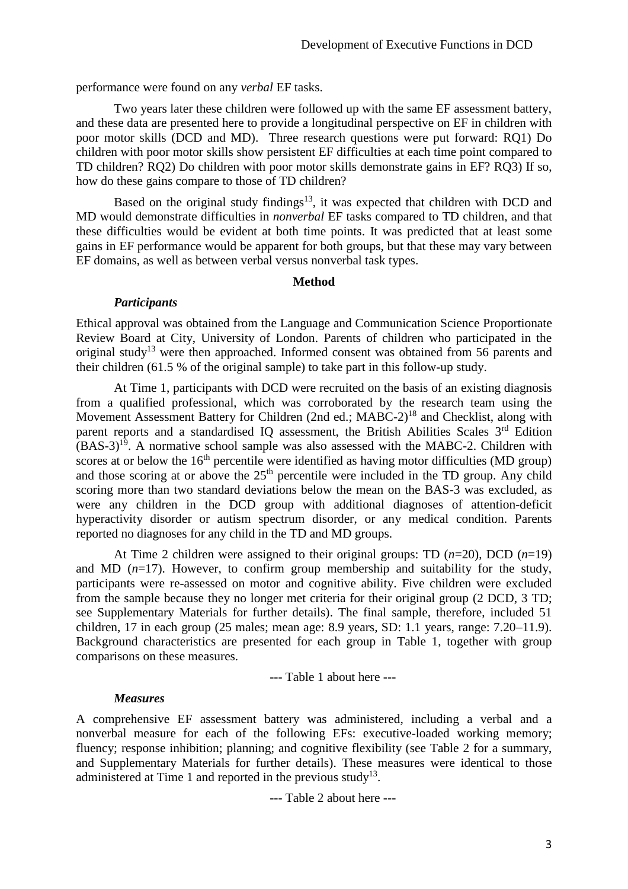performance were found on any *verbal* EF tasks.

Two years later these children were followed up with the same EF assessment battery, and these data are presented here to provide a longitudinal perspective on EF in children with poor motor skills (DCD and MD). Three research questions were put forward: RQ1) Do children with poor motor skills show persistent EF difficulties at each time point compared to TD children? RQ2) Do children with poor motor skills demonstrate gains in EF? RQ3) If so, how do these gains compare to those of TD children?

Based on the original study findings[13], it was expected that children with DCD and MD would demonstrate difficulties in *nonverbal* EF tasks compared to TD children, and that these difficulties would be evident at both time points. It was predicted that at least some gains in EF performance would be apparent for both groups, but that these may vary between EF domains, as well as between verbal versus nonverbal task types.

## Method

### *Participants*

Ethical approval was obtained from the Language and Communication Science Proportionate Review Board at City, University of London. Parents of children who participated in the original study[13] were then approached. Informed consent was obtained from 56 parents and their children (61.5 % of the original sample) to take part in this follow-up study.

At Time 1, participants with DCD were recruited on the basis of an existing diagnosis from a qualified professional, which was corroborated by the research team using the Movement Assessment Battery for Children (2nd ed.; MABC-2)[18] and Checklist, along with parent reports and a standardised IQ assessment, the British Abilities Scales 3rd Edition (BAS-3)[19]. A normative school sample was also assessed with the MABC-2. Children with scores at or below the 16th percentile were identified as having motor difficulties (MD group) and those scoring at or above the 25th percentile were included in the TD group. Any child scoring more than two standard deviations below the mean on the BAS-3 was excluded, as were any children in the DCD group with additional diagnoses of attention-deficit hyperactivity disorder or autism spectrum disorder, or any medical condition. Parents reported no diagnoses for any child in the TD and MD groups.

At Time 2 children were assigned to their original groups: TD (*n*=20), DCD (*n*=19) and MD (*n*=17). However, to confirm group membership and suitability for the study, participants were re-assessed on motor and cognitive ability. Five children were excluded from the sample because they no longer met criteria for their original group (2 DCD, 3 TD; see Supplementary Materials for further details). The final sample, therefore, included 51 children, 17 in each group (25 males; mean age: 8.9 years, SD: 1.1 years, range: 7.20–11.9). Background characteristics are presented for each group in Table 1, together with group comparisons on these measures.

--- Table 1 about here ---

### *Measures*

A comprehensive EF assessment battery was administered, including a verbal and a nonverbal measure for each of the following EFs: executive-loaded working memory; fluency; response inhibition; planning; and cognitive flexibility (see Table 2 for a summary, and Supplementary Materials for further details). These measures were identical to those administered at Time 1 and reported in the previous study[13].

--- Table 2 about here ---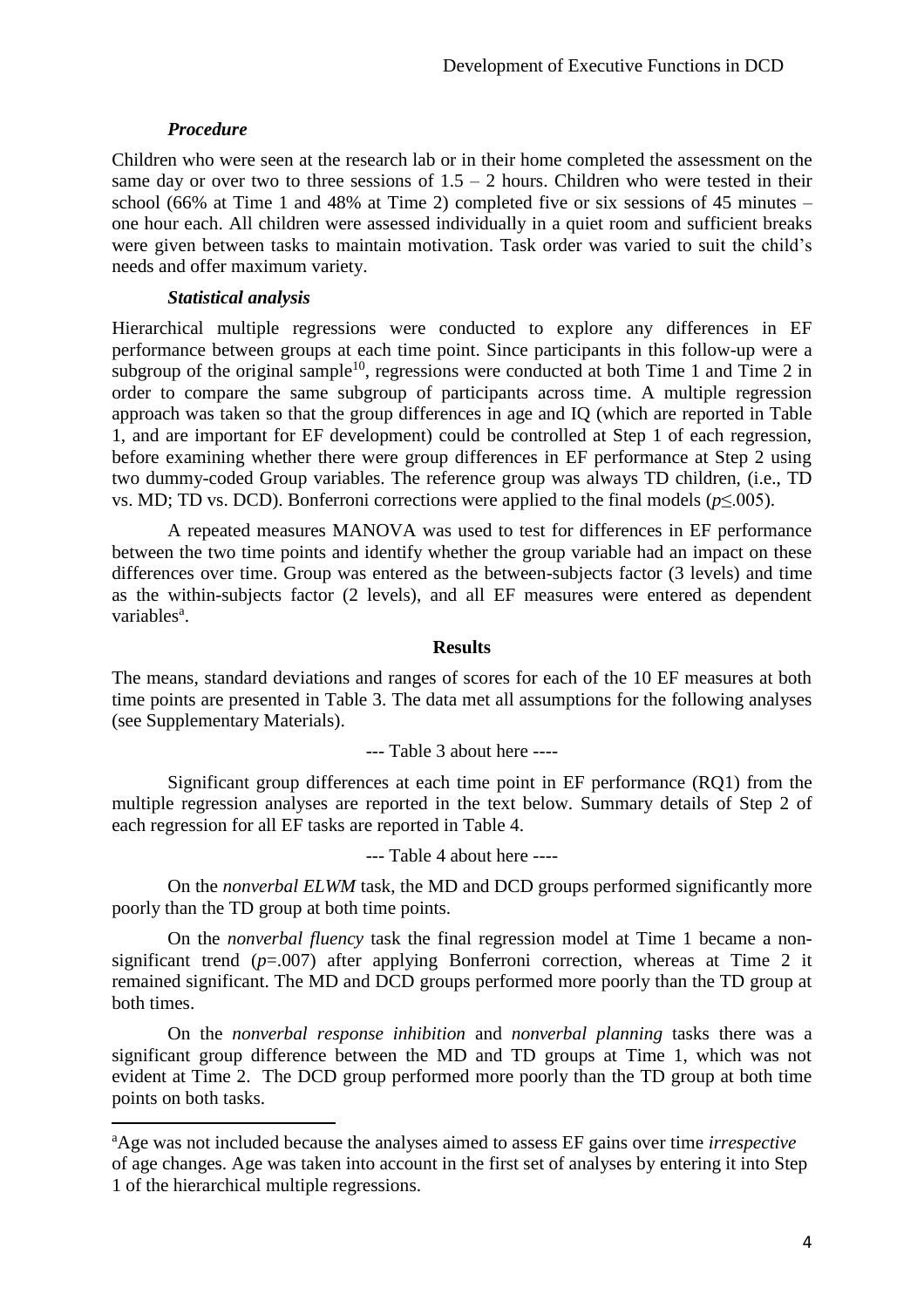### *Procedure*

Children who were seen at the research lab or in their home completed the assessment on the same day or over two to three sessions of 1.5 – 2 hours. Children who were tested in their school (66% at Time 1 and 48% at Time 2) completed five or six sessions of 45 minutes – one hour each. All children were assessed individually in a quiet room and sufficient breaks were given between tasks to maintain motivation. Task order was varied to suit the child's needs and offer maximum variety.

### *Statistical analysis*

Hierarchical multiple regressions were conducted to explore any differences in EF performance between groups at each time point. Since participants in this follow-up were a subgroup of the original sample[10], regressions were conducted at both Time 1 and Time 2 in order to compare the same subgroup of participants across time. A multiple regression approach was taken so that the group differences in age and IQ (which are reported in Table 1, and are important for EF development) could be controlled at Step 1 of each regression, before examining whether there were group differences in EF performance at Step 2 using two dummy-coded Group variables. The reference group was always TD children, (i.e., TD vs. MD; TD vs. DCD). Bonferroni corrections were applied to the final models ($p \leq .005$).

A repeated measures MANOVA was used to test for differences in EF performance between the two time points and identify whether the group variable had an impact on these differences over time. Group was entered as the between-subjects factor (3 levels) and time as the within-subjects factor (2 levels), and all EF measures were entered as dependent variables[a].

## Results

The means, standard deviations and ranges of scores for each of the 10 EF measures at both time points are presented in Table 3. The data met all assumptions for the following analyses (see Supplementary Materials).

--- Table 3 about here ----

Significant group differences at each time point in EF performance (RQ1) from the multiple regression analyses are reported in the text below. Summary details of Step 2 of each regression for all EF tasks are reported in Table 4.

--- Table 4 about here ----

On the *nonverbal ELWM* task, the MD and DCD groups performed significantly more poorly than the TD group at both time points.

On the *nonverbal fluency* task the final regression model at Time 1 became a non-significant trend ($p$=.007) after applying Bonferroni correction, whereas at Time 2 it remained significant. The MD and DCD groups performed more poorly than the TD group at both times.

On the *nonverbal response inhibition* and *nonverbal planning* tasks there was a significant group difference between the MD and TD groups at Time 1, which was not evident at Time 2. The DCD group performed more poorly than the TD group at both time points on both tasks.

---

[a]Age was not included because the analyses aimed to assess EF gains over time *irrespective* of age changes. Age was taken into account in the first set of analyses by entering it into Step 1 of the hierarchical multiple regressions.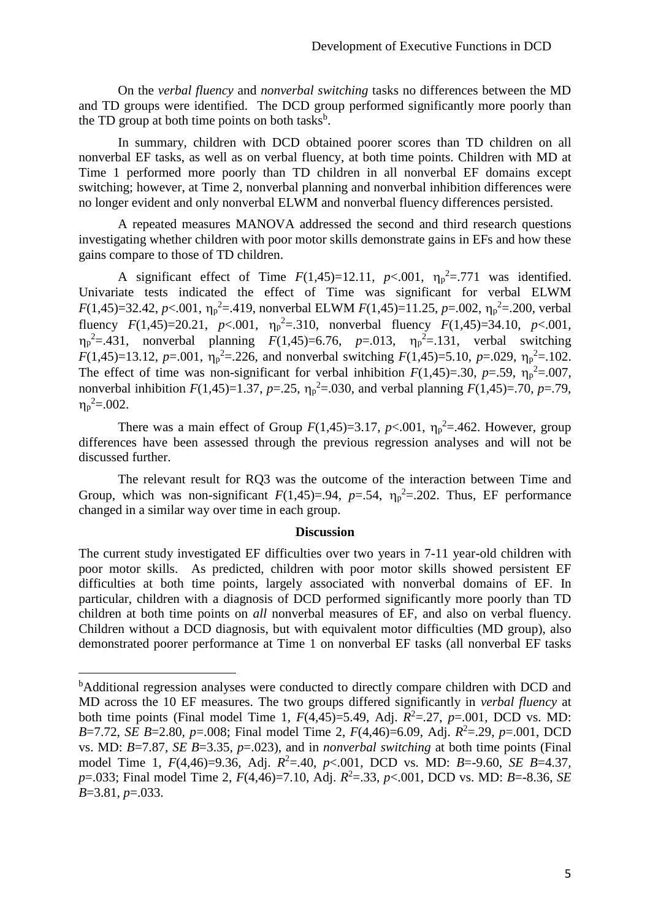On the *verbal fluency* and *nonverbal switching* tasks no differences between the MD and TD groups were identified. The DCD group performed significantly more poorly than the TD group at both time points on both tasks[b].

In summary, children with DCD obtained poorer scores than TD children on all nonverbal EF tasks, as well as on verbal fluency, at both time points. Children with MD at Time 1 performed more poorly than TD children in all nonverbal EF domains except switching; however, at Time 2, nonverbal planning and nonverbal inhibition differences were no longer evident and only nonverbal ELWM and nonverbal fluency differences persisted.

A repeated measures MANOVA addressed the second and third research questions investigating whether children with poor motor skills demonstrate gains in EFs and how these gains compare to those of TD children.

A significant effect of Time $F(1,45)=12.11$, $p<.001$, $\eta_p^2=.771$ was identified. Univariate tests indicated the effect of Time was significant for verbal ELWM $F(1,45)=32.42$, $p<.001$, $\eta_p^2=.419$, nonverbal ELWM $F(1,45)=11.25$, $p=.002$, $\eta_p^2=.200$, verbal fluency $F(1,45)=20.21$, $p<.001$, $\eta_p^2=.310$, nonverbal fluency $F(1,45)=34.10$, $p<.001$, $\eta_p^2=.431$, nonverbal planning $F(1,45)=6.76$, $p=.013$, $\eta_p^2=.131$, verbal switching $F(1,45)=13.12$, $p=.001$, $\eta_p^2=.226$, and nonverbal switching $F(1,45)=5.10$, $p=.029$, $\eta_p^2=.102$. The effect of time was non-significant for verbal inhibition $F(1,45)=.30$, $p=.59$, $\eta_p^2=.007$, nonverbal inhibition $F(1,45)=1.37$, $p=.25$, $\eta_p^2=.030$, and verbal planning $F(1,45)=.70$, $p=.79$, $\eta_p^2=.002$.

There was a main effect of Group $F(1,45)=3.17$, $p<.001$, $\eta_p^2=.462$. However, group differences have been assessed through the previous regression analyses and will not be discussed further.

The relevant result for RQ3 was the outcome of the interaction between Time and Group, which was non-significant $F(1,45)=.94$, $p=.54$, $\eta_p^2=.202$. Thus, EF performance changed in a similar way over time in each group.

## Discussion

The current study investigated EF difficulties over two years in 7-11 year-old children with poor motor skills. As predicted, children with poor motor skills showed persistent EF difficulties at both time points, largely associated with nonverbal domains of EF. In particular, children with a diagnosis of DCD performed significantly more poorly than TD children at both time points on *all* nonverbal measures of EF, and also on verbal fluency. Children without a DCD diagnosis, but with equivalent motor difficulties (MD group), also demonstrated poorer performance at Time 1 on nonverbal EF tasks (all nonverbal EF tasks

---

[b]Additional regression analyses were conducted to directly compare children with DCD and MD across the 10 EF measures. The two groups differed significantly in *verbal fluency* at both time points (Final model Time 1, $F(4,45)=5.49$, Adj. $R^2=.27$, $p=.001$, DCD vs. MD: $B=7.72$, $SE\ B=2.80$, $p=.008$; Final model Time 2, $F(4,46)=6.09$, Adj. $R^2=.29$, $p=.001$, DCD vs. MD: $B=7.87$, $SE\ B=3.35$, $p=.023$), and in *nonverbal switching* at both time points (Final model Time 1, $F(4,46)=9.36$, Adj. $R^2=.40$, $p<.001$, DCD vs. MD: $B=-9.60$, $SE\ B=4.37$, $p=.033$; Final model Time 2, $F(4,46)=7.10$, Adj. $R^2=.33$, $p<.001$, DCD vs. MD: $B=-8.36$, $SE\ B=3.81$, $p=.033$.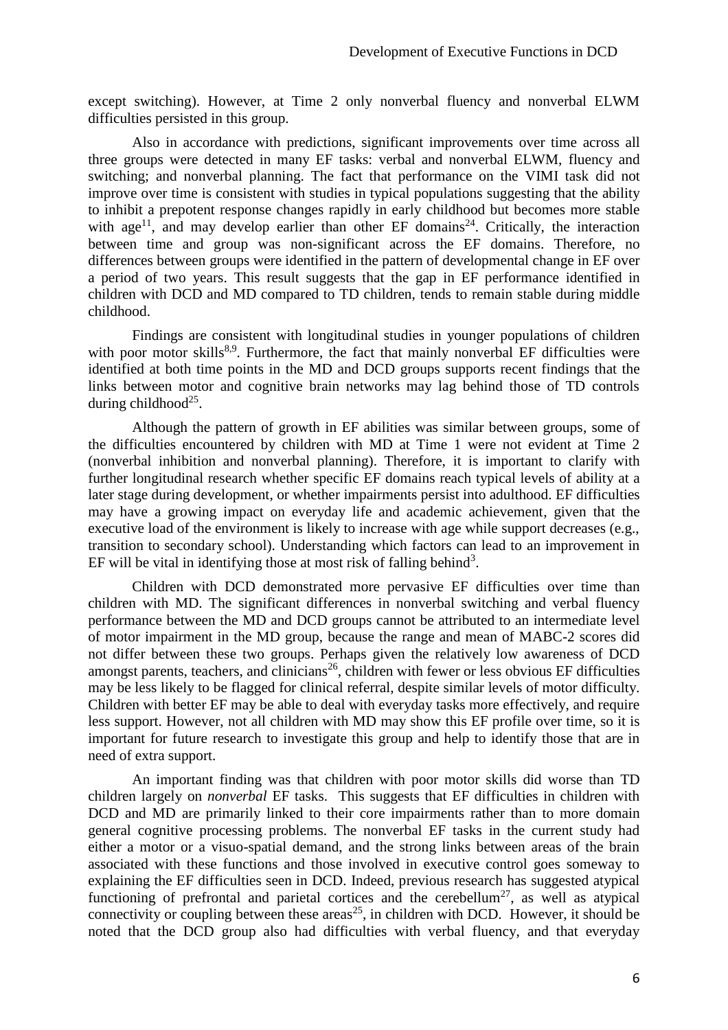except switching). However, at Time 2 only nonverbal fluency and nonverbal ELWM difficulties persisted in this group.

Also in accordance with predictions, significant improvements over time across all three groups were detected in many EF tasks: verbal and nonverbal ELWM, fluency and switching; and nonverbal planning. The fact that performance on the VIMI task did not improve over time is consistent with studies in typical populations suggesting that the ability to inhibit a prepotent response changes rapidly in early childhood but becomes more stable with age[11], and may develop earlier than other EF domains[24]. Critically, the interaction between time and group was non-significant across the EF domains. Therefore, no differences between groups were identified in the pattern of developmental change in EF over a period of two years. This result suggests that the gap in EF performance identified in children with DCD and MD compared to TD children, tends to remain stable during middle childhood.

Findings are consistent with longitudinal studies in younger populations of children with poor motor skills[8,9]. Furthermore, the fact that mainly nonverbal EF difficulties were identified at both time points in the MD and DCD groups supports recent findings that the links between motor and cognitive brain networks may lag behind those of TD controls during childhood[25].

Although the pattern of growth in EF abilities was similar between groups, some of the difficulties encountered by children with MD at Time 1 were not evident at Time 2 (nonverbal inhibition and nonverbal planning). Therefore, it is important to clarify with further longitudinal research whether specific EF domains reach typical levels of ability at a later stage during development, or whether impairments persist into adulthood. EF difficulties may have a growing impact on everyday life and academic achievement, given that the executive load of the environment is likely to increase with age while support decreases (e.g., transition to secondary school). Understanding which factors can lead to an improvement in EF will be vital in identifying those at most risk of falling behind[3].

Children with DCD demonstrated more pervasive EF difficulties over time than children with MD. The significant differences in nonverbal switching and verbal fluency performance between the MD and DCD groups cannot be attributed to an intermediate level of motor impairment in the MD group, because the range and mean of MABC-2 scores did not differ between these two groups. Perhaps given the relatively low awareness of DCD amongst parents, teachers, and clinicians[26], children with fewer or less obvious EF difficulties may be less likely to be flagged for clinical referral, despite similar levels of motor difficulty. Children with better EF may be able to deal with everyday tasks more effectively, and require less support. However, not all children with MD may show this EF profile over time, so it is important for future research to investigate this group and help to identify those that are in need of extra support.

An important finding was that children with poor motor skills did worse than TD children largely on *nonverbal* EF tasks. This suggests that EF difficulties in children with DCD and MD are primarily linked to their core impairments rather than to more domain general cognitive processing problems. The nonverbal EF tasks in the current study had either a motor or a visuo-spatial demand, and the strong links between areas of the brain associated with these functions and those involved in executive control goes someway to explaining the EF difficulties seen in DCD. Indeed, previous research has suggested atypical functioning of prefrontal and parietal cortices and the cerebellum[27], as well as atypical connectivity or coupling between these areas[25], in children with DCD. However, it should be noted that the DCD group also had difficulties with verbal fluency, and that everyday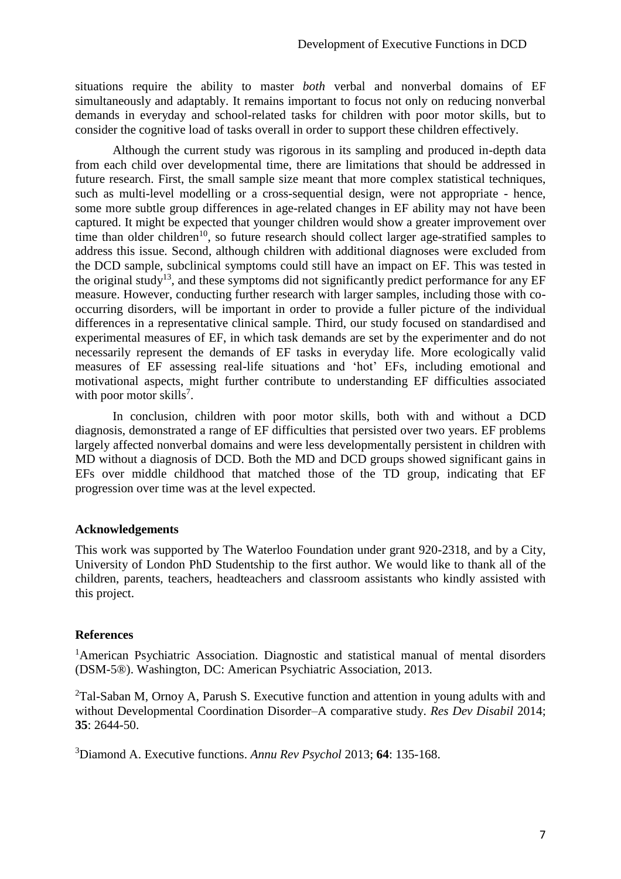situations require the ability to master *both* verbal and nonverbal domains of EF simultaneously and adaptably. It remains important to focus not only on reducing nonverbal demands in everyday and school-related tasks for children with poor motor skills, but to consider the cognitive load of tasks overall in order to support these children effectively.

Although the current study was rigorous in its sampling and produced in-depth data from each child over developmental time, there are limitations that should be addressed in future research. First, the small sample size meant that more complex statistical techniques, such as multi-level modelling or a cross-sequential design, were not appropriate - hence, some more subtle group differences in age-related changes in EF ability may not have been captured. It might be expected that younger children would show a greater improvement over time than older children[10], so future research should collect larger age-stratified samples to address this issue. Second, although children with additional diagnoses were excluded from the DCD sample, subclinical symptoms could still have an impact on EF. This was tested in the original study[13], and these symptoms did not significantly predict performance for any EF measure. However, conducting further research with larger samples, including those with co-occurring disorders, will be important in order to provide a fuller picture of the individual differences in a representative clinical sample. Third, our study focused on standardised and experimental measures of EF, in which task demands are set by the experimenter and do not necessarily represent the demands of EF tasks in everyday life. More ecologically valid measures of EF assessing real-life situations and 'hot' EFs, including emotional and motivational aspects, might further contribute to understanding EF difficulties associated with poor motor skills[7].

In conclusion, children with poor motor skills, both with and without a DCD diagnosis, demonstrated a range of EF difficulties that persisted over two years. EF problems largely affected nonverbal domains and were less developmentally persistent in children with MD without a diagnosis of DCD. Both the MD and DCD groups showed significant gains in EFs over middle childhood that matched those of the TD group, indicating that EF progression over time was at the level expected.

**Acknowledgements**

This work was supported by The Waterloo Foundation under grant 920-2318, and by a City, University of London PhD Studentship to the first author. We would like to thank all of the children, parents, teachers, headteachers and classroom assistants who kindly assisted with this project.

**References**

[1]American Psychiatric Association. Diagnostic and statistical manual of mental disorders (DSM-5®). Washington, DC: American Psychiatric Association, 2013.

[2]Tal-Saban M, Ornoy A, Parush S. Executive function and attention in young adults with and without Developmental Coordination Disorder–A comparative study. *Res Dev Disabil* 2014; **35**: 2644-50.

[3]Diamond A. Executive functions. *Annu Rev Psychol* 2013; **64**: 135-168.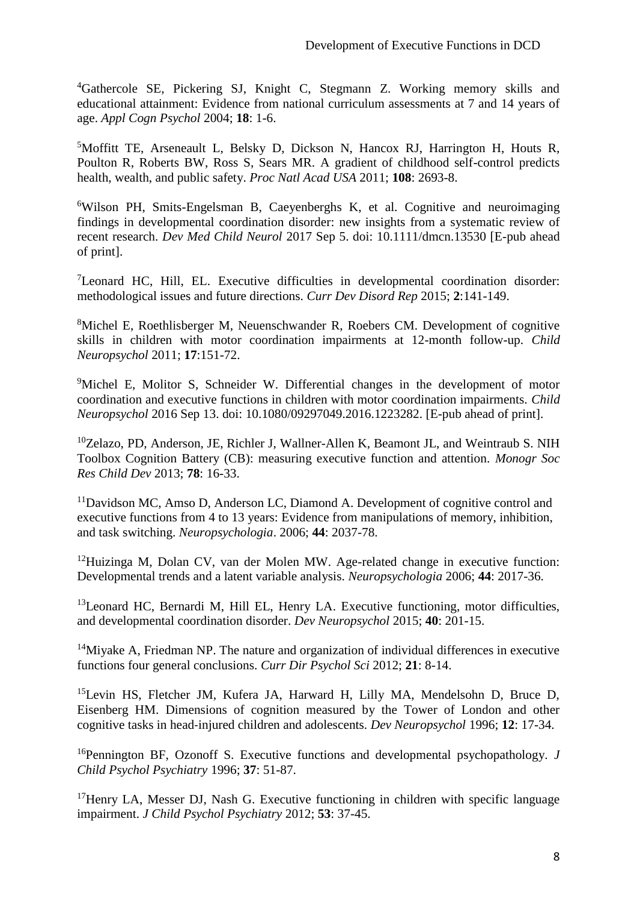[4]Gathercole SE, Pickering SJ, Knight C, Stegmann Z. Working memory skills and educational attainment: Evidence from national curriculum assessments at 7 and 14 years of age. *Appl Cogn Psychol* 2004; **18**: 1-6.

[5]Moffitt TE, Arseneault L, Belsky D, Dickson N, Hancox RJ, Harrington H, Houts R, Poulton R, Roberts BW, Ross S, Sears MR. A gradient of childhood self-control predicts health, wealth, and public safety. *Proc Natl Acad USA* 2011; **108**: 2693-8.

[6]Wilson PH, Smits-Engelsman B, Caeyenberghs K, et al. Cognitive and neuroimaging findings in developmental coordination disorder: new insights from a systematic review of recent research. *Dev Med Child Neurol* 2017 Sep 5. doi: 10.1111/dmcn.13530 [E-pub ahead of print].

[7]Leonard HC, Hill, EL. Executive difficulties in developmental coordination disorder: methodological issues and future directions. *Curr Dev Disord Rep* 2015; **2**:141-149.

[8]Michel E, Roethlisberger M, Neuenschwander R, Roebers CM. Development of cognitive skills in children with motor coordination impairments at 12-month follow-up. *Child Neuropsychol* 2011; **17**:151-72.

[9]Michel E, Molitor S, Schneider W. Differential changes in the development of motor coordination and executive functions in children with motor coordination impairments. *Child Neuropsychol* 2016 Sep 13. doi: 10.1080/09297049.2016.1223282. [E-pub ahead of print].

[10]Zelazo, PD, Anderson, JE, Richler J, Wallner-Allen K, Beamont JL, and Weintraub S. NIH Toolbox Cognition Battery (CB): measuring executive function and attention. *Monogr Soc Res Child Dev* 2013; **78**: 16-33.

[11]Davidson MC, Amso D, Anderson LC, Diamond A. Development of cognitive control and executive functions from 4 to 13 years: Evidence from manipulations of memory, inhibition, and task switching. *Neuropsychologia*. 2006; **44**: 2037-78.

[12]Huizinga M, Dolan CV, van der Molen MW. Age-related change in executive function: Developmental trends and a latent variable analysis. *Neuropsychologia* 2006; **44**: 2017-36.

[13]Leonard HC, Bernardi M, Hill EL, Henry LA. Executive functioning, motor difficulties, and developmental coordination disorder. *Dev Neuropsychol* 2015; **40**: 201-15.

[14]Miyake A, Friedman NP. The nature and organization of individual differences in executive functions four general conclusions. *Curr Dir Psychol Sci* 2012; **21**: 8-14.

[15]Levin HS, Fletcher JM, Kufera JA, Harward H, Lilly MA, Mendelsohn D, Bruce D, Eisenberg HM. Dimensions of cognition measured by the Tower of London and other cognitive tasks in head-injured children and adolescents. *Dev Neuropsychol* 1996; **12**: 17-34.

[16]Pennington BF, Ozonoff S. Executive functions and developmental psychopathology. *J Child Psychol Psychiatry* 1996; **37**: 51-87.

[17]Henry LA, Messer DJ, Nash G. Executive functioning in children with specific language impairment. *J Child Psychol Psychiatry* 2012; **53**: 37-45.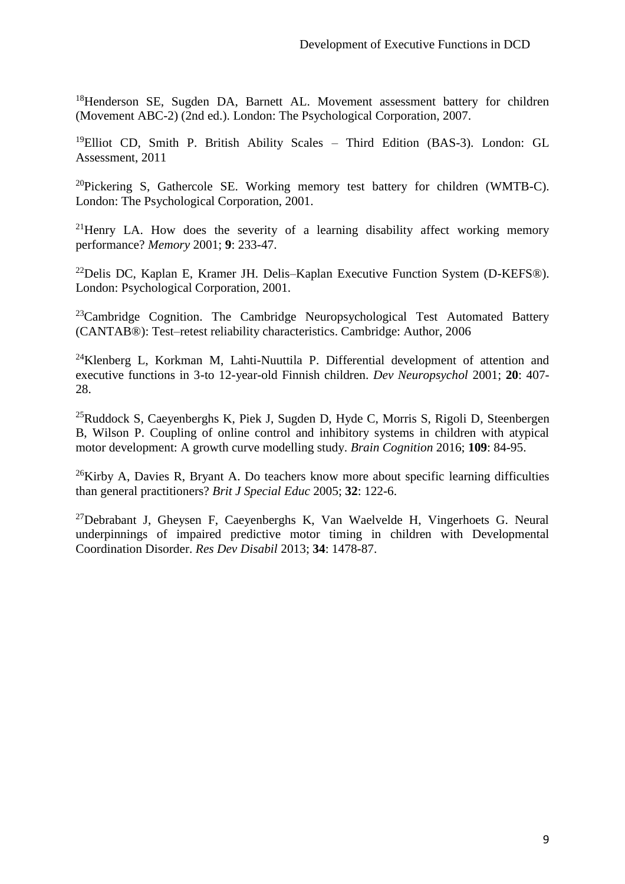[18]Henderson SE, Sugden DA, Barnett AL. Movement assessment battery for children (Movement ABC-2) (2nd ed.). London: The Psychological Corporation, 2007.

[19]Elliot CD, Smith P. British Ability Scales – Third Edition (BAS-3). London: GL Assessment, 2011

[20]Pickering S, Gathercole SE. Working memory test battery for children (WMTB-C). London: The Psychological Corporation, 2001.

[21]Henry LA. How does the severity of a learning disability affect working memory performance? *Memory* 2001; **9**: 233-47.

[22]Delis DC, Kaplan E, Kramer JH. Delis–Kaplan Executive Function System (D-KEFS®). London: Psychological Corporation, 2001.

[23]Cambridge Cognition. The Cambridge Neuropsychological Test Automated Battery (CANTAB®): Test–retest reliability characteristics. Cambridge: Author, 2006

[24]Klenberg L, Korkman M, Lahti-Nuuttila P. Differential development of attention and executive functions in 3-to 12-year-old Finnish children. *Dev Neuropsychol* 2001; **20**: 407-28.

[25]Ruddock S, Caeyenberghs K, Piek J, Sugden D, Hyde C, Morris S, Rigoli D, Steenbergen B, Wilson P. Coupling of online control and inhibitory systems in children with atypical motor development: A growth curve modelling study. *Brain Cognition* 2016; **109**: 84-95.

[26]Kirby A, Davies R, Bryant A. Do teachers know more about specific learning difficulties than general practitioners? *Brit J Special Educ* 2005; **32**: 122-6.

[27]Debrabant J, Gheysen F, Caeyenberghs K, Van Waelvelde H, Vingerhoets G. Neural underpinnings of impaired predictive motor timing in children with Developmental Coordination Disorder. *Res Dev Disabil* 2013; **34**: 1478-87.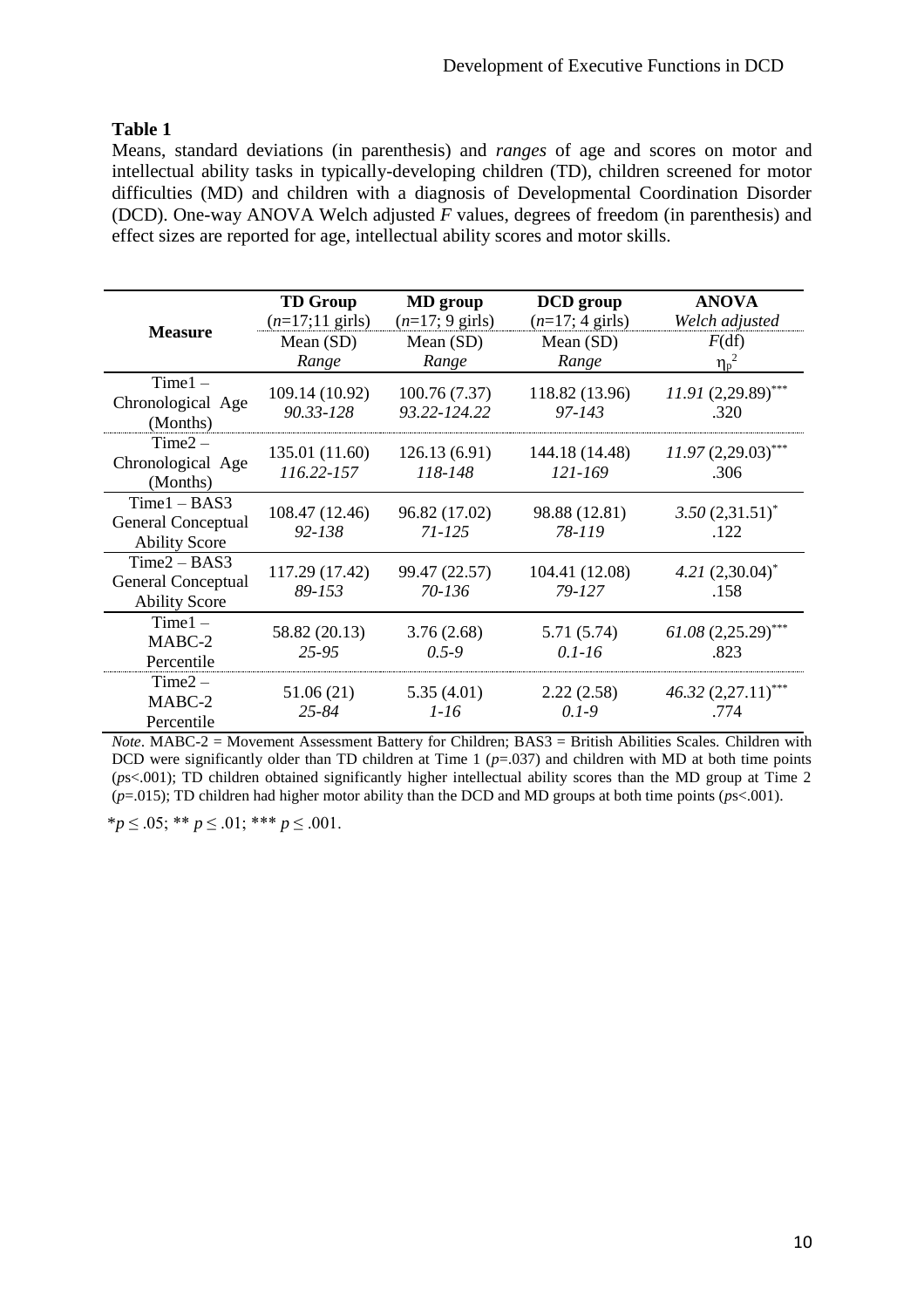**Table 1**

Means, standard deviations (in parenthesis) and *ranges* of age and scores on motor and intellectual ability tasks in typically-developing children (TD), children screened for motor difficulties (MD) and children with a diagnosis of Developmental Coordination Disorder (DCD). One-way ANOVA Welch adjusted *F* values, degrees of freedom (in parenthesis) and effect sizes are reported for age, intellectual ability scores and motor skills.

| Measure | **TD Group** ($n$=17;11 girls) Mean (SD) *Range* | **MD group** ($n$=17; 9 girls) Mean (SD) *Range* | **DCD group** ($n$=17; 4 girls) Mean (SD) *Range* | **ANOVA** *Welch adjusted* $F$(df) $\eta_p^2$ |
|---|---|---|---|---|
| Time1 – Chronological Age (Months) | 109.14 (10.92) *90.33-128* | 100.76 (7.37) *93.22-124.22* | 118.82 (13.96) *97-143* | *11.91* (2,29.89)*** .320 |
| Time2 – Chronological Age (Months) | 135.01 (11.60) *116.22-157* | 126.13 (6.91) *118-148* | 144.18 (14.48) *121-169* | *11.97* (2,29.03)*** .306 |
| Time1 – BAS3 General Conceptual Ability Score | 108.47 (12.46) *92-138* | 96.82 (17.02) *71-125* | 98.88 (12.81) *78-119* | *3.50* (2,31.51)* .122 |
| Time2 – BAS3 General Conceptual Ability Score | 117.29 (17.42) *89-153* | 99.47 (22.57) *70-136* | 104.41 (12.08) *79-127* | *4.21* (2,30.04)* .158 |
| Time1 – MABC-2 Percentile | 58.82 (20.13) *25-95* | 3.76 (2.68) *0.5-9* | 5.71 (5.74) *0.1-16* | *61.08* (2,25.29)*** .823 |
| Time2 – MABC-2 Percentile | 51.06 (21) *25-84* | 5.35 (4.01) *1-16* | 2.22 (2.58) *0.1-9* | *46.32* (2,27.11)*** .774 |

*Note*. MABC-2 = Movement Assessment Battery for Children; BAS3 = British Abilities Scales. Children with DCD were significantly older than TD children at Time 1 ($p$=.037) and children with MD at both time points ($p$s<.001); TD children obtained significantly higher intellectual ability scores than the MD group at Time 2 ($p$=.015); TD children had higher motor ability than the DCD and MD groups at both time points ($p$s<.001).

*$p \leq .05$; ** $p \leq .01$; *** $p \leq .001$.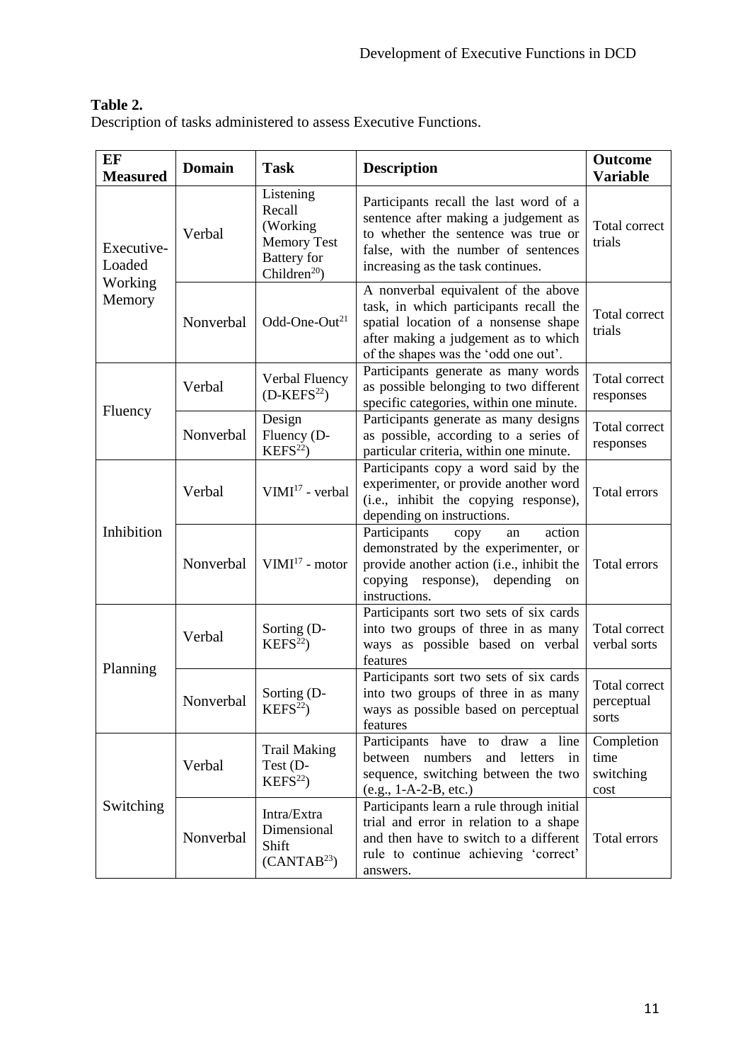**Table 2.**
Description of tasks administered to assess Executive Functions.

| EF Measured | Domain | Task | Description | Outcome Variable |
|---|---|---|---|---|
| Executive-Loaded Working Memory | Verbal | Listening Recall (Working Memory Test Battery for Children[20]) | Participants recall the last word of a sentence after making a judgement as to whether the sentence was true or false, with the number of sentences increasing as the task continues. | Total correct trials |
| | Nonverbal | Odd-One-Out[21] | A nonverbal equivalent of the above task, in which participants recall the spatial location of a nonsense shape after making a judgement as to which of the shapes was the 'odd one out'. | Total correct trials |
| Fluency | Verbal | Verbal Fluency (D-KEFS[22]) | Participants generate as many words as possible belonging to two different specific categories, within one minute. | Total correct responses |
| | Nonverbal | Design Fluency (D-KEFS[22]) | Participants generate as many designs as possible, according to a series of particular criteria, within one minute. | Total correct responses |
| Inhibition | Verbal | VIMI[17] - verbal | Participants copy a word said by the experimenter, or provide another word (i.e., inhibit the copying response), depending on instructions. | Total errors |
| | Nonverbal | VIMI[17] - motor | Participants copy an action demonstrated by the experimenter, or provide another action (i.e., inhibit the copying response), depending on instructions. | Total errors |
| Planning | Verbal | Sorting (D-KEFS[22]) | Participants sort two sets of six cards into two groups of three in as many ways as possible based on verbal features | Total correct verbal sorts |
| | Nonverbal | Sorting (D-KEFS[22]) | Participants sort two sets of six cards into two groups of three in as many ways as possible based on perceptual features | Total correct perceptual sorts |
| Switching | Verbal | Trail Making Test (D-KEFS[22]) | Participants have to draw a line between numbers and letters in sequence, switching between the two (e.g., 1-A-2-B, etc.) | Completion time switching cost |
| | Nonverbal | Intra/Extra Dimensional Shift (CANTAB[23]) | Participants learn a rule through initial trial and error in relation to a shape and then have to switch to a different rule to continue achieving 'correct' answers. | Total errors |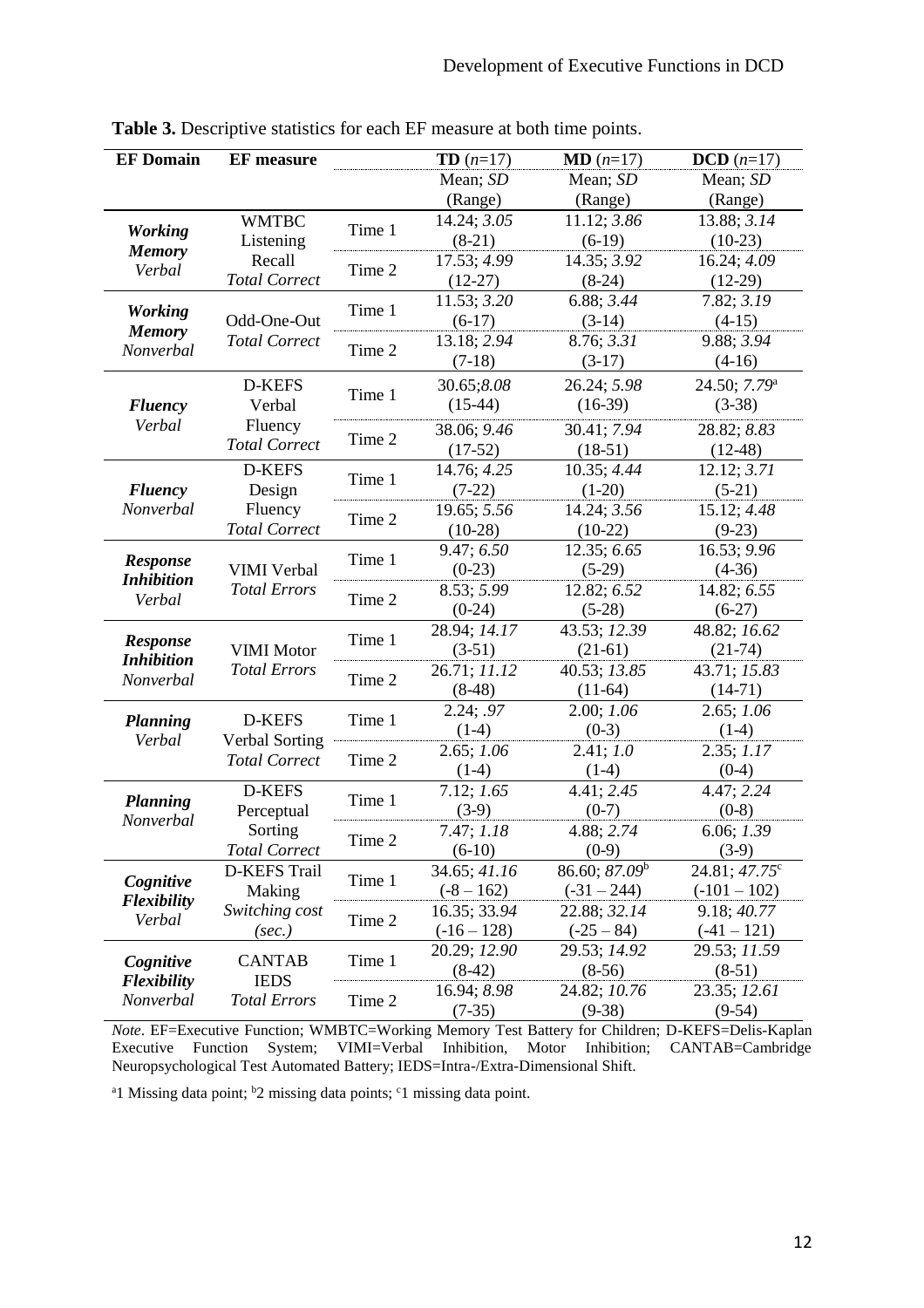**Table 3.** Descriptive statistics for each EF measure at both time points.

| EF Domain | EF measure | | TD ($n$=17) Mean; *SD* (Range) | MD ($n$=17) Mean; *SD* (Range) | DCD ($n$=17) Mean; *SD* (Range) |
|---|---|---|---|---|---|
| ***Working Memory*** *Verbal* | WMTBC Listening Recall *Total Correct* | Time 1 | 14.24; *3.05* (8-21) | 11.12; *3.86* (6-19) | 13.88; *3.14* (10-23) |
| | | Time 2 | 17.53; *4.99* (12-27) | 14.35; *3.92* (8-24) | 16.24; *4.09* (12-29) |
| ***Working Memory*** *Nonverbal* | Odd-One-Out *Total Correct* | Time 1 | 11.53; *3.20* (6-17) | 6.88; *3.44* (3-14) | 7.82; *3.19* (4-15) |
| | | Time 2 | 13.18; *2.94* (7-18) | 8.76; *3.31* (3-17) | 9.88; *3.94* (4-16) |
| ***Fluency*** *Verbal* | D-KEFS Verbal Fluency *Total Correct* | Time 1 | 30.65;*8.08* (15-44) | 26.24; *5.98* (16-39) | 24.50; *7.79*[a] (3-38) |
| | | Time 2 | 38.06; *9.46* (17-52) | 30.41; *7.94* (18-51) | 28.82; *8.83* (12-48) |
| ***Fluency*** *Nonverbal* | D-KEFS Design Fluency *Total Correct* | Time 1 | 14.76; *4.25* (7-22) | 10.35; *4.44* (1-20) | 12.12; *3.71* (5-21) |
| | | Time 2 | 19.65; *5.56* (10-28) | 14.24; *3.56* (10-22) | 15.12; *4.48* (9-23) |
| ***Response Inhibition*** *Verbal* | VIMI Verbal *Total Errors* | Time 1 | 9.47; *6.50* (0-23) | 12.35; *6.65* (5-29) | 16.53; *9.96* (4-36) |
| | | Time 2 | 8.53; *5.99* (0-24) | 12.82; *6.52* (5-28) | 14.82; *6.55* (6-27) |
| ***Response Inhibition*** *Nonverbal* | VIMI Motor *Total Errors* | Time 1 | 28.94; *14.17* (3-51) | 43.53; *12.39* (21-61) | 48.82; *16.62* (21-74) |
| | | Time 2 | 26.71; *11.12* (8-48) | 40.53; *13.85* (11-64) | 43.71; *15.83* (14-71) |
| ***Planning*** *Verbal* | D-KEFS Verbal Sorting *Total Correct* | Time 1 | 2.24; *.97* (1-4) | 2.00; *1.06* (0-3) | 2.65; *1.06* (1-4) |
| | | Time 2 | 2.65; *1.06* (1-4) | 2.41; *1.0* (1-4) | 2.35; *1.17* (0-4) |
| ***Planning*** *Nonverbal* | D-KEFS Perceptual Sorting *Total Correct* | Time 1 | 7.12; *1.65* (3-9) | 4.41; *2.45* (0-7) | 4.47; *2.24* (0-8) |
| | | Time 2 | 7.47; *1.18* (6-10) | 4.88; *2.74* (0-9) | 6.06; *1.39* (3-9) |
| ***Cognitive Flexibility*** *Verbal* | D-KEFS Trail Making *Switching cost (sec.)* | Time 1 | 34.65; *41.16* (-8 – 162) | 86.60; *87.09*[b] (-31 – 244) | 24.81; *47.75*[c] (-101 – 102) |
| | | Time 2 | 16.35; 33.*94* (-16 – 128) | 22.88; *32.14* (-25 – 84) | 9.18; *40.77* (-41 – 121) |
| ***Cognitive Flexibility*** *Nonverbal* | CANTAB IEDS *Total Errors* | Time 1 | 20.29; *12.90* (8-42) | 29.53; *14.92* (8-56) | 29.53; *11.59* (8-51) |
| | | Time 2 | 16.94; *8.98* (7-35) | 24.82; *10.76* (9-38) | 23.35; *12.61* (9-54) |

*Note*. EF=Executive Function; WMBTC=Working Memory Test Battery for Children; D-KEFS=Delis-Kaplan Executive Function System; VIMI=Verbal Inhibition, Motor Inhibition; CANTAB=Cambridge Neuropsychological Test Automated Battery; IEDS=Intra-/Extra-Dimensional Shift.

[a]1 Missing data point; [b]2 missing data points; [c]1 missing data point.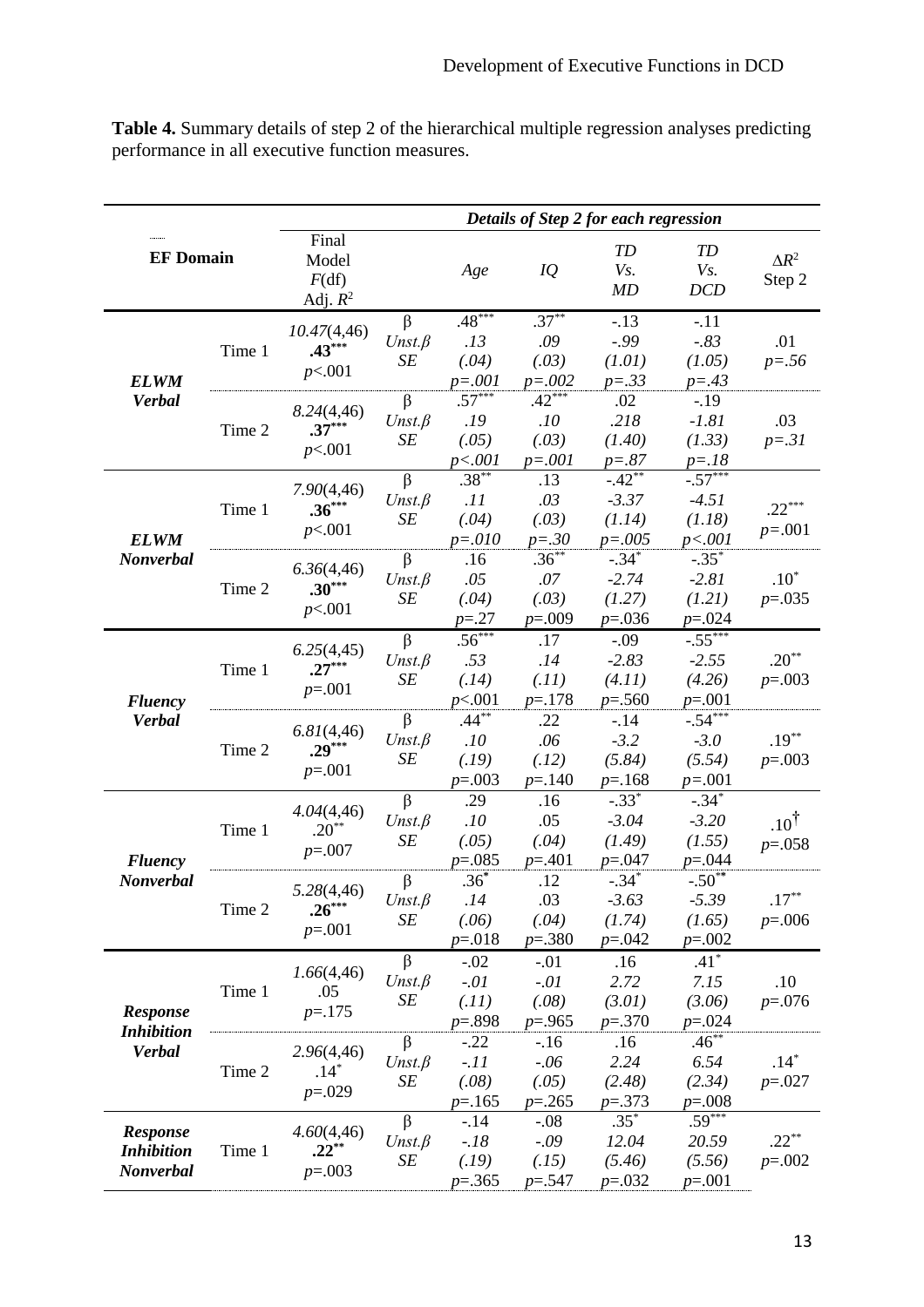**Table 4.** Summary details of step 2 of the hierarchical multiple regression analyses predicting performance in all executive function measures.

| EF Domain | | Final Model $F$(df) Adj. $R^2$ | | *Age* | *IQ* | *TD Vs. MD* | *TD Vs. DCD* | $\Delta R^2$ Step 2 |
|---|---|---|---|---|---|---|---|---|
| | | | | ***Details of Step 2 for each regression*** | | | | |
| ***ELWM Verbal*** | Time 1 | *10.47*(4,46) **.43**\*\*\* $p$<.001 | β *Unst.β* *SE* | .48\*\*\* *.13* *(.04)* *p=.001* | .37\*\* *.09* *(.03)* *p=.002* | -.13 *-.99* *(1.01)* *p=.33* | -.11 *-.83* *(1.05)* *p=.43* | *.01* *p=.56* |
| | Time 2 | *8.24*(4,46) **.37**\*\*\* $p$<.001 | β *Unst.β* *SE* | .57\*\*\* *.19* *(.05)* *p<.001* | .42\*\*\* *.10* *(.03)* *p=.001* | .02 *.218* *(1.40)* *p=.87* | -.19 *-1.81* *(1.33)* *p=.18* | *.03* *p=.31* |
| ***ELWM Nonverbal*** | Time 1 | *7.90*(4,46) **.36**\*\*\* $p$<.001 | β *Unst.β* *SE* | .38\*\* *.11* *(.04)* *p=.010* | .13 *.03* *(.03)* *p=.30* | -.42\*\* *-3.37* *(1.14)* *p=.005* | -.57\*\*\* *-4.51* *(1.18)* *p<.001* | .22\*\*\* $p$=.001 |
| | Time 2 | *6.36*(4,46) **.30**\*\*\* $p$<.001 | β *Unst.β* *SE* | .16 *.05* *(.04)* $p$=.27 | .36\*\* *.07* *(.03)* $p$=.009 | -.34\* *-2.74* *(1.27)* $p$=.036 | -.35\* *-2.81* *(1.21)* $p$=.024 | .10\* $p$=.035 |
| ***Fluency Verbal*** | Time 1 | *6.25*(4,45) **.27**\*\*\* $p$=.001 | β *Unst.β* *SE* | .56\*\*\* *.53* *(.14)* $p$<.001 | .17 *.14* *(.11)* $p$=.178 | -.09 *-2.83* *(4.11)* $p$=.560 | -.55\*\*\* *-2.55* *(4.26)* $p$=.001 | .20\*\* $p$=.003 |
| | Time 2 | *6.81*(4,46) **.29**\*\*\* $p$=.001 | β *Unst.β* *SE* | .44\*\* *.10* *(.19)* $p$=.003 | .22 *.06* *(.12)* $p$=.140 | -.14 *-3.2* *(5.84)* $p$=.168 | -.54\*\*\* *-3.0* *(5.54)* $p$=.001 | .19\*\* $p$=.003 |
| ***Fluency Nonverbal*** | Time 1 | *4.04*(4,46) .20\*\* $p$=.007 | β *Unst.β* *SE* | .29 *.10* *(.05)* $p$=.085 | .16 .05 *(.04)* $p$=.401 | -.33\* *-3.04* *(1.49)* $p$=.047 | -.34\* *-3.20* *(1.55)* $p$=.044 | .10† $p$=.058 |
| | Time 2 | *5.28*(4,46) **.26**\*\*\* $p$=.001 | β *Unst.β* *SE* | .36\* *.14* *(.06)* $p$=.018 | .12 .03 *(.04)* $p$=.380 | -.34\* *-3.63* *(1.74)* $p$=.042 | -.50\*\* *-5.39* *(1.65)* $p$=.002 | .17\*\* $p$=.006 |
| ***Response Inhibition Verbal*** | Time 1 | *1.66*(4,46) .05 $p$=.175 | β *Unst.β* *SE* | -.02 *-.01* *(.11)* $p$=.898 | -.01 *-.01* *(.08)* $p$=.965 | .16 *2.72* *(3.01)* $p$=.370 | .41\* *7.15* *(3.06)* $p$=.024 | .10 $p$=.076 |
| | Time 2 | *2.96*(4,46) .14\* $p$=.029 | β *Unst.β* *SE* | -.22 *-.11* *(.08)* $p$=.165 | -.16 *-.06* *(.05)* $p$=.265 | .16 *2.24* *(2.48)* $p$=.373 | .46\*\* *6.54* *(2.34)* $p$=.008 | .14\* $p$=.027 |
| ***Response Inhibition Nonverbal*** | Time 1 | *4.60*(4,46) **.22**\*\* $p$=.003 | β *Unst.β* *SE* | -.14 *-.18* *(.19)* $p$=.365 | -.08 *-.09* *(.15)* $p$=.547 | .35\* *12.04* *(5.46)* $p$=.032 | .59\*\*\* *20.59* *(5.56)* $p$=.001 | .22\*\* $p$=.002 |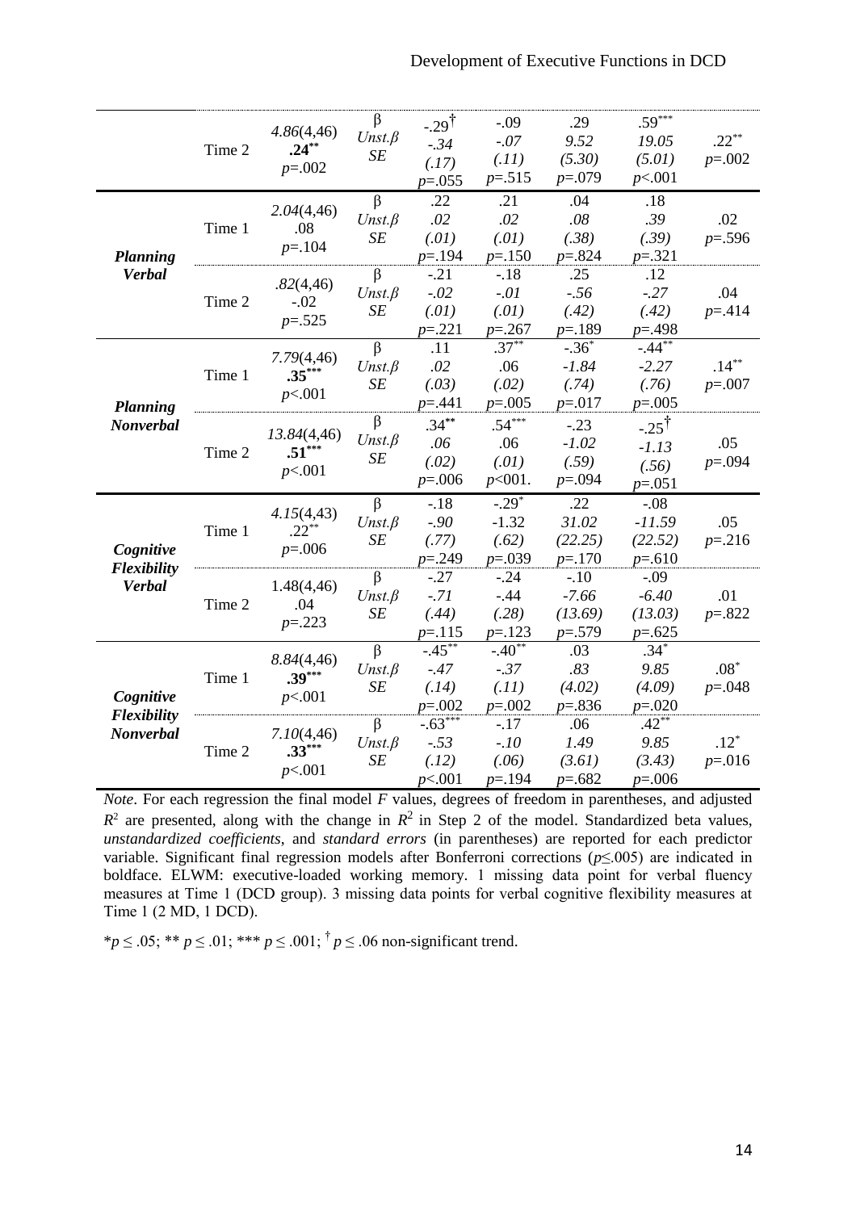| | | | | | | | | |
|---|---|---|---|---|---|---|---|---|
| | Time 2 | *4.86*(4,46)<br>**.24**\*\*<br>*p*=.002 | β<br>*Unst.β*<br>*SE* | -.29†<br>*-.34*<br>*(.17)*<br>*p*=.055 | -.09<br>*-.07*<br>*(.11)*<br>*p*=.515 | .29<br>*9.52*<br>*(5.30)*<br>*p*=.079 | .59\*\*\*<br>*19.05*<br>*(5.01)*<br>*p*<.001 | .22\*\*<br>*p*=.002 |
| ***Planning Verbal*** | Time 1 | *2.04*(4,46)<br>.08<br>*p*=.104 | β<br>*Unst.β*<br>*SE* | .22<br>*.02*<br>*(.01)*<br>*p*=.194 | .21<br>*.02*<br>*(.01)*<br>*p*=.150 | .04<br>*.08*<br>*(.38)*<br>*p*=.824 | .18<br>*.39*<br>*(.39)*<br>*p*=.321 | .02<br>*p*=.596 |
| | Time 2 | *.82*(4,46)<br>-.02<br>*p*=.525 | β<br>*Unst.β*<br>*SE* | -.21<br>*-.02*<br>*(.01)*<br>*p*=.221 | -.18<br>*-.01*<br>*(.01)*<br>*p*=.267 | .25<br>*-.56*<br>*(.42)*<br>*p*=.189 | .12<br>*-.27*<br>*(.42)*<br>*p*=.498 | .04<br>*p*=.414 |
| ***Planning Nonverbal*** | Time 1 | *7.79*(4,46)<br>**.35**\*\*\*<br>*p*<.001 | β<br>*Unst.β*<br>*SE* | .11<br>*.02*<br>*(.03)*<br>*p*=.441 | .37\*\*<br>.06<br>*(.02)*<br>*p*=.005 | -.36\*<br>*-1.84*<br>*(.74)*<br>*p*=.017 | -.44\*\*<br>*-2.27*<br>*(.76)*<br>*p*=.005 | .14\*\*<br>*p*=.007 |
| | Time 2 | *13.84*(4,46)<br>**.51**\*\*\*<br>*p*<.001 | β<br>*Unst.β*<br>*SE* | .34\*\*<br>*.06*<br>*(.02)*<br>*p*=.006 | .54\*\*\*<br>.06<br>*(.01)*<br>*p*<001. | -.23<br>*-1.02*<br>*(.59)*<br>*p*=.094 | -.25†<br>*-1.13*<br>*(.56)*<br>*p*=.051 | .05<br>*p*=.094 |
| ***Cognitive Flexibility Verbal*** | Time 1 | *4.15*(4,43)<br>.22\*\*<br>*p*=.006 | β<br>*Unst.β*<br>*SE* | -.18<br>*-.90*<br>*(.77)*<br>*p*=.249 | -.29\*<br>-1.32<br>*(.62)*<br>*p*=.039 | .22<br>*31.02*<br>*(22.25)*<br>*p*=.170 | -.08<br>*-11.59*<br>*(22.52)*<br>*p*=.610 | .05<br>*p*=.216 |
| | Time 2 | 1.48(4,46)<br>.04<br>*p*=.223 | β<br>*Unst.β*<br>*SE* | -.27<br>*-.71*<br>*(.44)*<br>*p*=.115 | -.24<br>-.44<br>*(.28)*<br>*p*=.123 | -.10<br>*-7.66*<br>*(13.69)*<br>*p*=.579 | -.09<br>*-6.40*<br>*(13.03)*<br>*p*=.625 | .01<br>*p*=.822 |
| ***Cognitive Flexibility Nonverbal*** | Time 1 | *8.84*(4,46)<br>**.39**\*\*\*<br>*p*<.001 | β<br>*Unst.β*<br>*SE* | -.45\*\*<br>*-.47*<br>*(.14)*<br>*p*=.002 | -.40\*\*<br>*-.37*<br>*(.11)*<br>*p*=.002 | .03<br>*.83*<br>*(4.02)*<br>*p*=.836 | .34\*<br>*9.85*<br>*(4.09)*<br>*p*=.020 | .08\*<br>*p*=.048 |
| | Time 2 | *7.10*(4,46)<br>**.33**\*\*\*<br>*p*<.001 | β<br>*Unst.β*<br>*SE* | -.63\*\*\*<br>*-.53*<br>*(.12)*<br>*p*<.001 | -.17<br>*-.10*<br>*(.06)*<br>*p*=.194 | .06<br>*1.49*<br>*(3.61)*<br>*p*=.682 | .42\*\*<br>*9.85*<br>*(3.43)*<br>*p*=.006 | .12\*<br>*p*=.016 |

*Note*. For each regression the final model *F* values, degrees of freedom in parentheses, and adjusted $R^2$ are presented, along with the change in $R^2$ in Step 2 of the model. Standardized beta values, *unstandardized coefficients*, and *standard errors* (in parentheses) are reported for each predictor variable. Significant final regression models after Bonferroni corrections ($p \leq .005$) are indicated in boldface. ELWM: executive-loaded working memory. 1 missing data point for verbal fluency measures at Time 1 (DCD group). 3 missing data points for verbal cognitive flexibility measures at Time 1 (2 MD, 1 DCD).

\*$p \leq .05$; \*\* $p \leq .01$; \*\*\* $p \leq .001$; † $p \leq .06$ non-significant trend.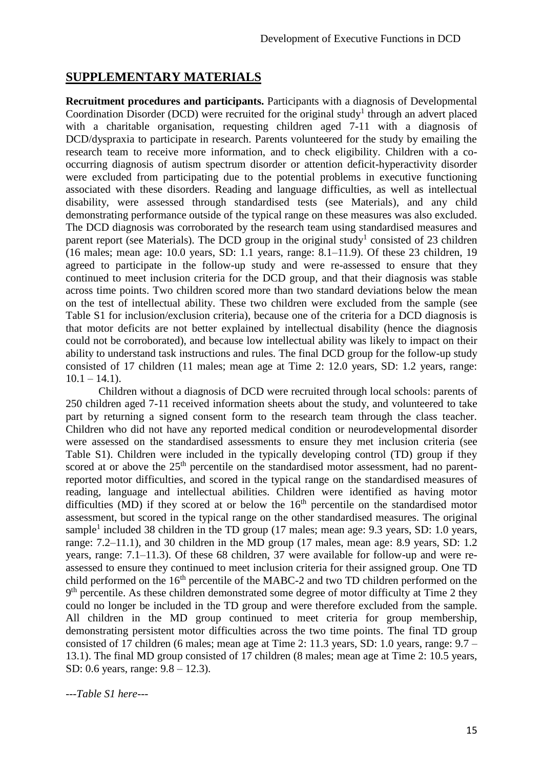## SUPPLEMENTARY MATERIALS

**Recruitment procedures and participants.** Participants with a diagnosis of Developmental Coordination Disorder (DCD) were recruited for the original study[1] through an advert placed with a charitable organisation, requesting children aged 7-11 with a diagnosis of DCD/dyspraxia to participate in research. Parents volunteered for the study by emailing the research team to receive more information, and to check eligibility. Children with a co-occurring diagnosis of autism spectrum disorder or attention deficit-hyperactivity disorder were excluded from participating due to the potential problems in executive functioning associated with these disorders. Reading and language difficulties, as well as intellectual disability, were assessed through standardised tests (see Materials), and any child demonstrating performance outside of the typical range on these measures was also excluded. The DCD diagnosis was corroborated by the research team using standardised measures and parent report (see Materials). The DCD group in the original study[1] consisted of 23 children (16 males; mean age: 10.0 years, SD: 1.1 years, range: 8.1–11.9). Of these 23 children, 19 agreed to participate in the follow-up study and were re-assessed to ensure that they continued to meet inclusion criteria for the DCD group, and that their diagnosis was stable across time points. Two children scored more than two standard deviations below the mean on the test of intellectual ability. These two children were excluded from the sample (see Table S1 for inclusion/exclusion criteria), because one of the criteria for a DCD diagnosis is that motor deficits are not better explained by intellectual disability (hence the diagnosis could not be corroborated), and because low intellectual ability was likely to impact on their ability to understand task instructions and rules. The final DCD group for the follow-up study consisted of 17 children (11 males; mean age at Time 2: 12.0 years, SD: 1.2 years, range: 10.1 – 14.1).

Children without a diagnosis of DCD were recruited through local schools: parents of 250 children aged 7-11 received information sheets about the study, and volunteered to take part by returning a signed consent form to the research team through the class teacher. Children who did not have any reported medical condition or neurodevelopmental disorder were assessed on the standardised assessments to ensure they met inclusion criteria (see Table S1). Children were included in the typically developing control (TD) group if they scored at or above the 25th percentile on the standardised motor assessment, had no parent-reported motor difficulties, and scored in the typical range on the standardised measures of reading, language and intellectual abilities. Children were identified as having motor difficulties (MD) if they scored at or below the 16th percentile on the standardised motor assessment, but scored in the typical range on the other standardised measures. The original sample[1] included 38 children in the TD group (17 males; mean age: 9.3 years, SD: 1.0 years, range: 7.2–11.1), and 30 children in the MD group (17 males, mean age: 8.9 years, SD: 1.2 years, range: 7.1–11.3). Of these 68 children, 37 were available for follow-up and were re-assessed to ensure they continued to meet inclusion criteria for their assigned group. One TD child performed on the 16th percentile of the MABC-2 and two TD children performed on the 9th percentile. As these children demonstrated some degree of motor difficulty at Time 2 they could no longer be included in the TD group and were therefore excluded from the sample. All children in the MD group continued to meet criteria for group membership, demonstrating persistent motor difficulties across the two time points. The final TD group consisted of 17 children (6 males; mean age at Time 2: 11.3 years, SD: 1.0 years, range: 9.7 – 13.1). The final MD group consisted of 17 children (8 males; mean age at Time 2: 10.5 years, SD: 0.6 years, range: 9.8 – 12.3).

*---Table S1 here---*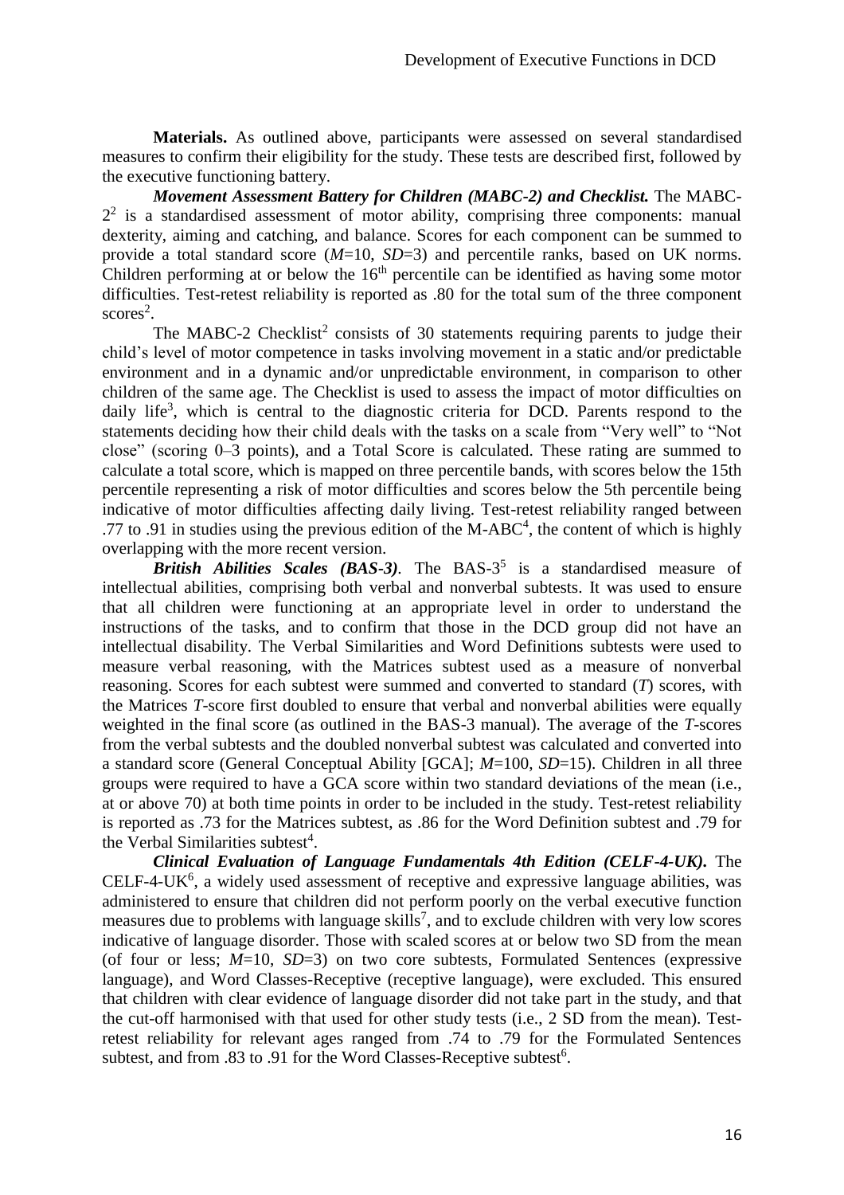**Materials.** As outlined above, participants were assessed on several standardised measures to confirm their eligibility for the study. These tests are described first, followed by the executive functioning battery.

***Movement Assessment Battery for Children (MABC-2) and Checklist.*** The MABC-2[2] is a standardised assessment of motor ability, comprising three components: manual dexterity, aiming and catching, and balance. Scores for each component can be summed to provide a total standard score (*M*=10, *SD*=3) and percentile ranks, based on UK norms. Children performing at or below the 16th percentile can be identified as having some motor difficulties. Test-retest reliability is reported as .80 for the total sum of the three component scores[2].

The MABC-2 Checklist[2] consists of 30 statements requiring parents to judge their child's level of motor competence in tasks involving movement in a static and/or predictable environment and in a dynamic and/or unpredictable environment, in comparison to other children of the same age. The Checklist is used to assess the impact of motor difficulties on daily life[3], which is central to the diagnostic criteria for DCD. Parents respond to the statements deciding how their child deals with the tasks on a scale from "Very well" to "Not close" (scoring 0–3 points), and a Total Score is calculated. These rating are summed to calculate a total score, which is mapped on three percentile bands, with scores below the 15th percentile representing a risk of motor difficulties and scores below the 5th percentile being indicative of motor difficulties affecting daily living. Test-retest reliability ranged between .77 to .91 in studies using the previous edition of the M-ABC[4], the content of which is highly overlapping with the more recent version.

***British Abilities Scales (BAS-3).*** The BAS-3[5] is a standardised measure of intellectual abilities, comprising both verbal and nonverbal subtests. It was used to ensure that all children were functioning at an appropriate level in order to understand the instructions of the tasks, and to confirm that those in the DCD group did not have an intellectual disability. The Verbal Similarities and Word Definitions subtests were used to measure verbal reasoning, with the Matrices subtest used as a measure of nonverbal reasoning. Scores for each subtest were summed and converted to standard (*T*) scores, with the Matrices *T*-score first doubled to ensure that verbal and nonverbal abilities were equally weighted in the final score (as outlined in the BAS-3 manual). The average of the *T*-scores from the verbal subtests and the doubled nonverbal subtest was calculated and converted into a standard score (General Conceptual Ability [GCA]; *M*=100, *SD*=15). Children in all three groups were required to have a GCA score within two standard deviations of the mean (i.e., at or above 70) at both time points in order to be included in the study. Test-retest reliability is reported as .73 for the Matrices subtest, as .86 for the Word Definition subtest and .79 for the Verbal Similarities subtest[4].

***Clinical Evaluation of Language Fundamentals 4th Edition (CELF-4-UK).*** The CELF-4-UK[6], a widely used assessment of receptive and expressive language abilities, was administered to ensure that children did not perform poorly on the verbal executive function measures due to problems with language skills[7], and to exclude children with very low scores indicative of language disorder. Those with scaled scores at or below two SD from the mean (of four or less; *M*=10, *SD*=3) on two core subtests, Formulated Sentences (expressive language), and Word Classes-Receptive (receptive language), were excluded. This ensured that children with clear evidence of language disorder did not take part in the study, and that the cut-off harmonised with that used for other study tests (i.e., 2 SD from the mean). Test-retest reliability for relevant ages ranged from .74 to .79 for the Formulated Sentences subtest, and from .83 to .91 for the Word Classes-Receptive subtest[6].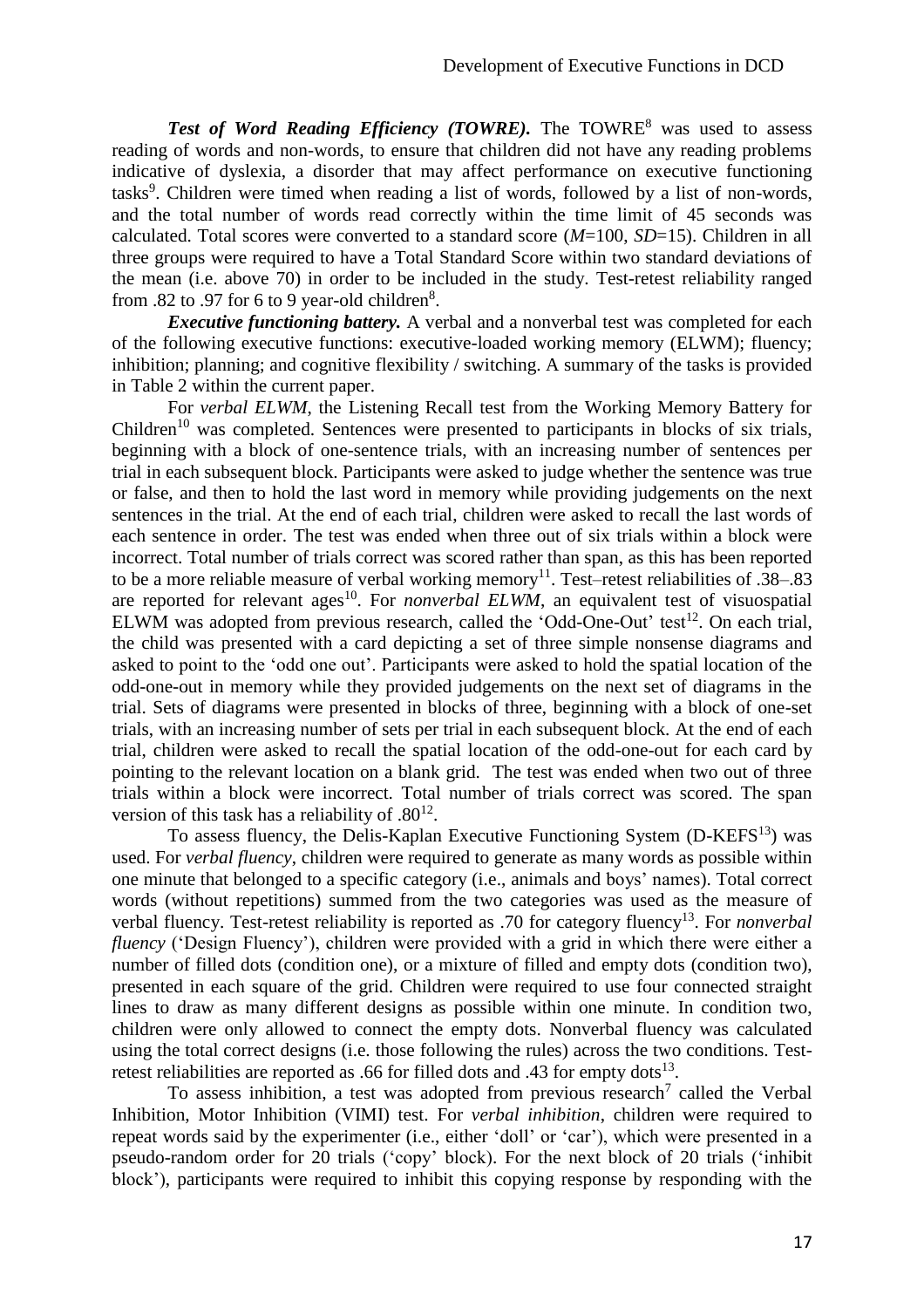***Test of Word Reading Efficiency (TOWRE).*** The TOWRE[8] was used to assess reading of words and non-words, to ensure that children did not have any reading problems indicative of dyslexia, a disorder that may affect performance on executive functioning tasks[9]. Children were timed when reading a list of words, followed by a list of non-words, and the total number of words read correctly within the time limit of 45 seconds was calculated. Total scores were converted to a standard score (*M*=100, *SD*=15). Children in all three groups were required to have a Total Standard Score within two standard deviations of the mean (i.e. above 70) in order to be included in the study. Test-retest reliability ranged from .82 to .97 for 6 to 9 year-old children[8].

***Executive functioning battery.*** A verbal and a nonverbal test was completed for each of the following executive functions: executive-loaded working memory (ELWM); fluency; inhibition; planning; and cognitive flexibility / switching. A summary of the tasks is provided in Table 2 within the current paper.

For *verbal ELWM*, the Listening Recall test from the Working Memory Battery for Children[10] was completed. Sentences were presented to participants in blocks of six trials, beginning with a block of one-sentence trials, with an increasing number of sentences per trial in each subsequent block. Participants were asked to judge whether the sentence was true or false, and then to hold the last word in memory while providing judgements on the next sentences in the trial. At the end of each trial, children were asked to recall the last words of each sentence in order. The test was ended when three out of six trials within a block were incorrect. Total number of trials correct was scored rather than span, as this has been reported to be a more reliable measure of verbal working memory[11]. Test–retest reliabilities of .38–.83 are reported for relevant ages[10]. For *nonverbal ELWM*, an equivalent test of visuospatial ELWM was adopted from previous research, called the 'Odd-One-Out' test[12]. On each trial, the child was presented with a card depicting a set of three simple nonsense diagrams and asked to point to the 'odd one out'. Participants were asked to hold the spatial location of the odd-one-out in memory while they provided judgements on the next set of diagrams in the trial. Sets of diagrams were presented in blocks of three, beginning with a block of one-set trials, with an increasing number of sets per trial in each subsequent block. At the end of each trial, children were asked to recall the spatial location of the odd-one-out for each card by pointing to the relevant location on a blank grid. The test was ended when two out of three trials within a block were incorrect. Total number of trials correct was scored. The span version of this task has a reliability of .80[12].

To assess fluency, the Delis-Kaplan Executive Functioning System (D-KEFS[13]) was used. For *verbal fluency*, children were required to generate as many words as possible within one minute that belonged to a specific category (i.e., animals and boys' names). Total correct words (without repetitions) summed from the two categories was used as the measure of verbal fluency. Test-retest reliability is reported as .70 for category fluency[13]. For *nonverbal fluency* ('Design Fluency'), children were provided with a grid in which there were either a number of filled dots (condition one), or a mixture of filled and empty dots (condition two), presented in each square of the grid. Children were required to use four connected straight lines to draw as many different designs as possible within one minute. In condition two, children were only allowed to connect the empty dots. Nonverbal fluency was calculated using the total correct designs (i.e. those following the rules) across the two conditions. Test-retest reliabilities are reported as .66 for filled dots and .43 for empty dots[13].

To assess inhibition, a test was adopted from previous research[7] called the Verbal Inhibition, Motor Inhibition (VIMI) test. For *verbal inhibition*, children were required to repeat words said by the experimenter (i.e., either 'doll' or 'car'), which were presented in a pseudo-random order for 20 trials ('copy' block). For the next block of 20 trials ('inhibit block'), participants were required to inhibit this copying response by responding with the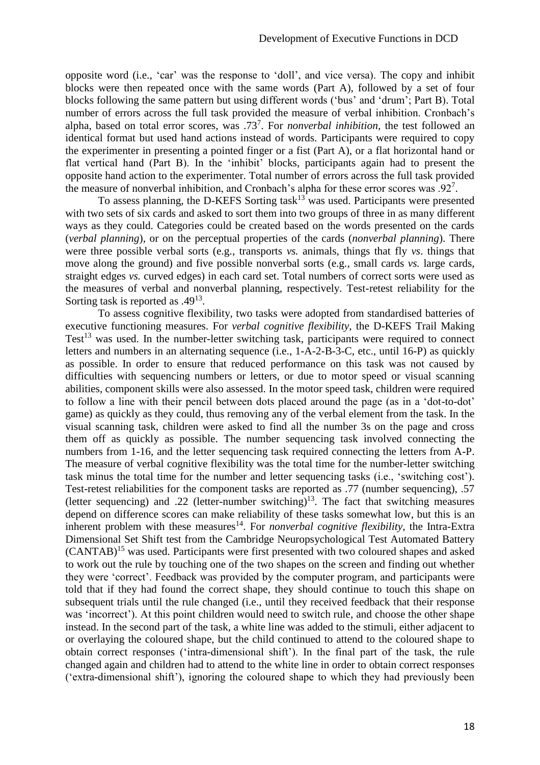opposite word (i.e., 'car' was the response to 'doll', and vice versa). The copy and inhibit blocks were then repeated once with the same words (Part A), followed by a set of four blocks following the same pattern but using different words ('bus' and 'drum'; Part B). Total number of errors across the full task provided the measure of verbal inhibition. Cronbach's alpha, based on total error scores, was .73[7]. For *nonverbal inhibition*, the test followed an identical format but used hand actions instead of words. Participants were required to copy the experimenter in presenting a pointed finger or a fist (Part A), or a flat horizontal hand or flat vertical hand (Part B). In the 'inhibit' blocks, participants again had to present the opposite hand action to the experimenter. Total number of errors across the full task provided the measure of nonverbal inhibition, and Cronbach's alpha for these error scores was .92[7].

To assess planning, the D-KEFS Sorting task[13] was used. Participants were presented with two sets of six cards and asked to sort them into two groups of three in as many different ways as they could. Categories could be created based on the words presented on the cards (*verbal planning*), or on the perceptual properties of the cards (*nonverbal planning*). There were three possible verbal sorts (e.g., transports *vs.* animals, things that fly *vs*. things that move along the ground) and five possible nonverbal sorts (e.g., small cards *vs.* large cards, straight edges *vs.* curved edges) in each card set. Total numbers of correct sorts were used as the measures of verbal and nonverbal planning, respectively. Test-retest reliability for the Sorting task is reported as .49[13].

To assess cognitive flexibility, two tasks were adopted from standardised batteries of executive functioning measures. For *verbal cognitive flexibility*, the D-KEFS Trail Making Test[13] was used. In the number-letter switching task, participants were required to connect letters and numbers in an alternating sequence (i.e., 1-A-2-B-3-C, etc., until 16-P) as quickly as possible. In order to ensure that reduced performance on this task was not caused by difficulties with sequencing numbers or letters, or due to motor speed or visual scanning abilities, component skills were also assessed. In the motor speed task, children were required to follow a line with their pencil between dots placed around the page (as in a 'dot-to-dot' game) as quickly as they could, thus removing any of the verbal element from the task. In the visual scanning task, children were asked to find all the number 3s on the page and cross them off as quickly as possible. The number sequencing task involved connecting the numbers from 1-16, and the letter sequencing task required connecting the letters from A-P. The measure of verbal cognitive flexibility was the total time for the number-letter switching task minus the total time for the number and letter sequencing tasks (i.e., 'switching cost'). Test-retest reliabilities for the component tasks are reported as .77 (number sequencing), .57 (letter sequencing) and .22 (letter-number switching)[13]. The fact that switching measures depend on difference scores can make reliability of these tasks somewhat low, but this is an inherent problem with these measures[14]. For *nonverbal cognitive flexibility*, the Intra-Extra Dimensional Set Shift test from the Cambridge Neuropsychological Test Automated Battery (CANTAB)[15] was used. Participants were first presented with two coloured shapes and asked to work out the rule by touching one of the two shapes on the screen and finding out whether they were 'correct'. Feedback was provided by the computer program, and participants were told that if they had found the correct shape, they should continue to touch this shape on subsequent trials until the rule changed (i.e., until they received feedback that their response was 'incorrect'). At this point children would need to switch rule, and choose the other shape instead. In the second part of the task, a white line was added to the stimuli, either adjacent to or overlaying the coloured shape, but the child continued to attend to the coloured shape to obtain correct responses ('intra-dimensional shift'). In the final part of the task, the rule changed again and children had to attend to the white line in order to obtain correct responses ('extra-dimensional shift'), ignoring the coloured shape to which they had previously been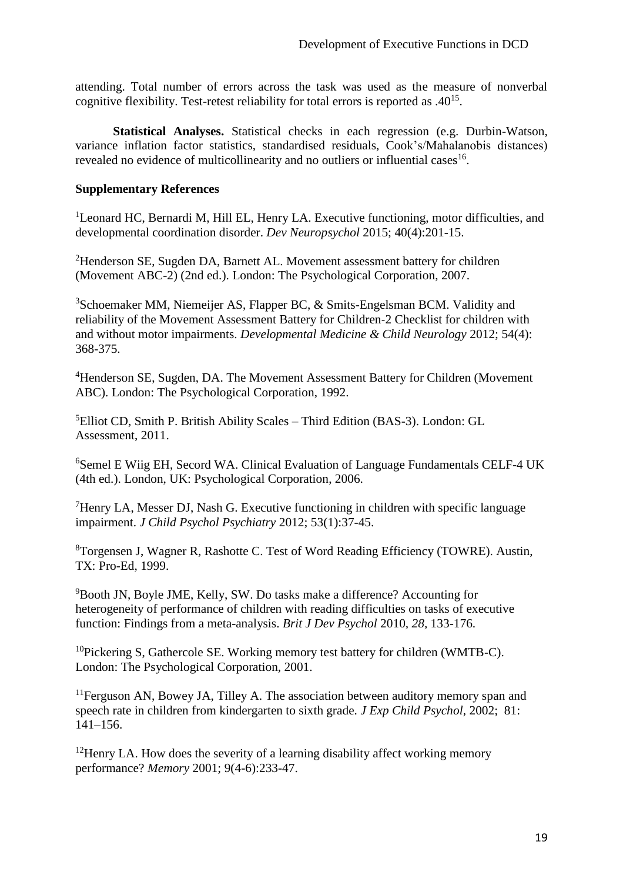attending. Total number of errors across the task was used as the measure of nonverbal cognitive flexibility. Test-retest reliability for total errors is reported as .40[15].

**Statistical Analyses.** Statistical checks in each regression (e.g. Durbin-Watson, variance inflation factor statistics, standardised residuals, Cook's/Mahalanobis distances) revealed no evidence of multicollinearity and no outliers or influential cases[16].

**Supplementary References**

[1]Leonard HC, Bernardi M, Hill EL, Henry LA. Executive functioning, motor difficulties, and developmental coordination disorder. *Dev Neuropsychol* 2015; 40(4):201-15.

[2]Henderson SE, Sugden DA, Barnett AL. Movement assessment battery for children (Movement ABC-2) (2nd ed.). London: The Psychological Corporation, 2007.

[3]Schoemaker MM, Niemeijer AS, Flapper BC, & Smits-Engelsman BCM. Validity and reliability of the Movement Assessment Battery for Children-2 Checklist for children with and without motor impairments. *Developmental Medicine & Child Neurology* 2012; 54(4): 368-375.

[4]Henderson SE, Sugden, DA. The Movement Assessment Battery for Children (Movement ABC). London: The Psychological Corporation, 1992.

[5]Elliot CD, Smith P. British Ability Scales – Third Edition (BAS-3). London: GL Assessment, 2011.

[6]Semel E Wiig EH, Secord WA. Clinical Evaluation of Language Fundamentals CELF-4 UK (4th ed.). London, UK: Psychological Corporation, 2006.

[7]Henry LA, Messer DJ, Nash G. Executive functioning in children with specific language impairment. *J Child Psychol Psychiatry* 2012; 53(1):37-45.

[8]Torgensen J, Wagner R, Rashotte C. Test of Word Reading Efficiency (TOWRE). Austin, TX: Pro-Ed, 1999.

[9]Booth JN, Boyle JME, Kelly, SW. Do tasks make a difference? Accounting for heterogeneity of performance of children with reading difficulties on tasks of executive function: Findings from a meta-analysis. *Brit J Dev Psychol* 2010, *28,* 133-176.

[10]Pickering S, Gathercole SE. Working memory test battery for children (WMTB-C). London: The Psychological Corporation, 2001.

[11]Ferguson AN, Bowey JA, Tilley A. The association between auditory memory span and speech rate in children from kindergarten to sixth grade. *J Exp Child Psychol*, 2002; 81: 141–156.

[12]Henry LA. How does the severity of a learning disability affect working memory performance? *Memory* 2001; 9(4-6):233-47.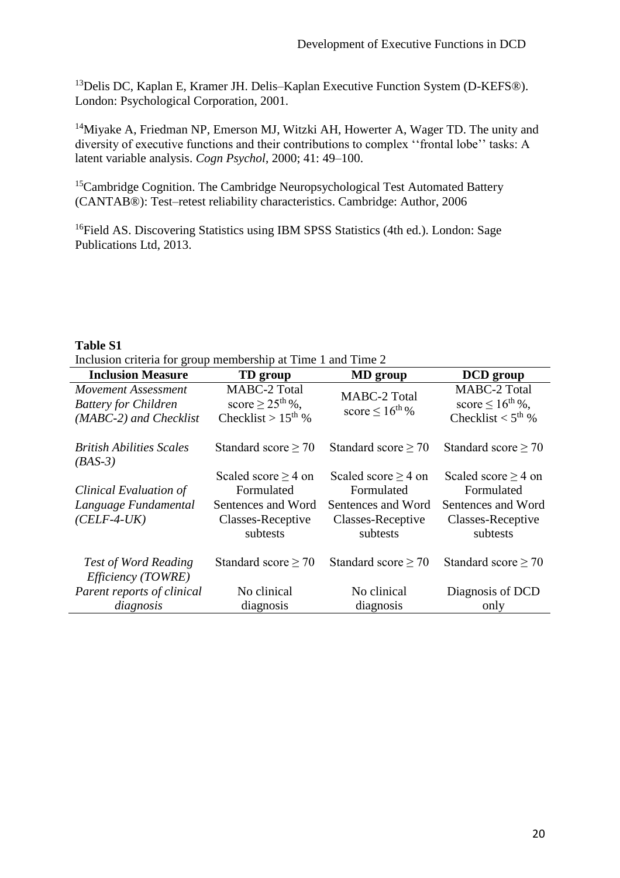[13]Delis DC, Kaplan E, Kramer JH. Delis–Kaplan Executive Function System (D-KEFS®). London: Psychological Corporation, 2001.

[14]Miyake A, Friedman NP, Emerson MJ, Witzki AH, Howerter A, Wager TD. The unity and diversity of executive functions and their contributions to complex ''frontal lobe'' tasks: A latent variable analysis. *Cogn Psychol*, 2000; 41: 49–100.

[15]Cambridge Cognition. The Cambridge Neuropsychological Test Automated Battery (CANTAB®): Test–retest reliability characteristics. Cambridge: Author, 2006

[16]Field AS. Discovering Statistics using IBM SPSS Statistics (4th ed.). London: Sage Publications Ltd, 2013.

**Table S1**

Inclusion criteria for group membership at Time 1 and Time 2

| Inclusion Measure | TD group | MD group | DCD group |
|---|---|---|---|
| *Movement Assessment Battery for Children (MABC-2) and Checklist* | MABC-2 Total score $\geq 25^{th}$ %, Checklist $> 15^{th}$ % | MABC-2 Total score $\leq 16^{th}$ % | MABC-2 Total score $\leq 16^{th}$ %, Checklist $< 5^{th}$ % |
| *British Abilities Scales (BAS-3)* | Standard score $\geq 70$ | Standard score $\geq 70$ | Standard score $\geq 70$ |
| *Clinical Evaluation of Language Fundamental (CELF-4-UK)* | Scaled score $\geq 4$ on Formulated Sentences and Word Classes-Receptive subtests | Scaled score $\geq 4$ on Formulated Sentences and Word Classes-Receptive subtests | Scaled score $\geq 4$ on Formulated Sentences and Word Classes-Receptive subtests |
| *Test of Word Reading Efficiency (TOWRE)* | Standard score $\geq 70$ | Standard score $\geq 70$ | Standard score $\geq 70$ |
| *Parent reports of clinical diagnosis* | No clinical diagnosis | No clinical diagnosis | Diagnosis of DCD only |